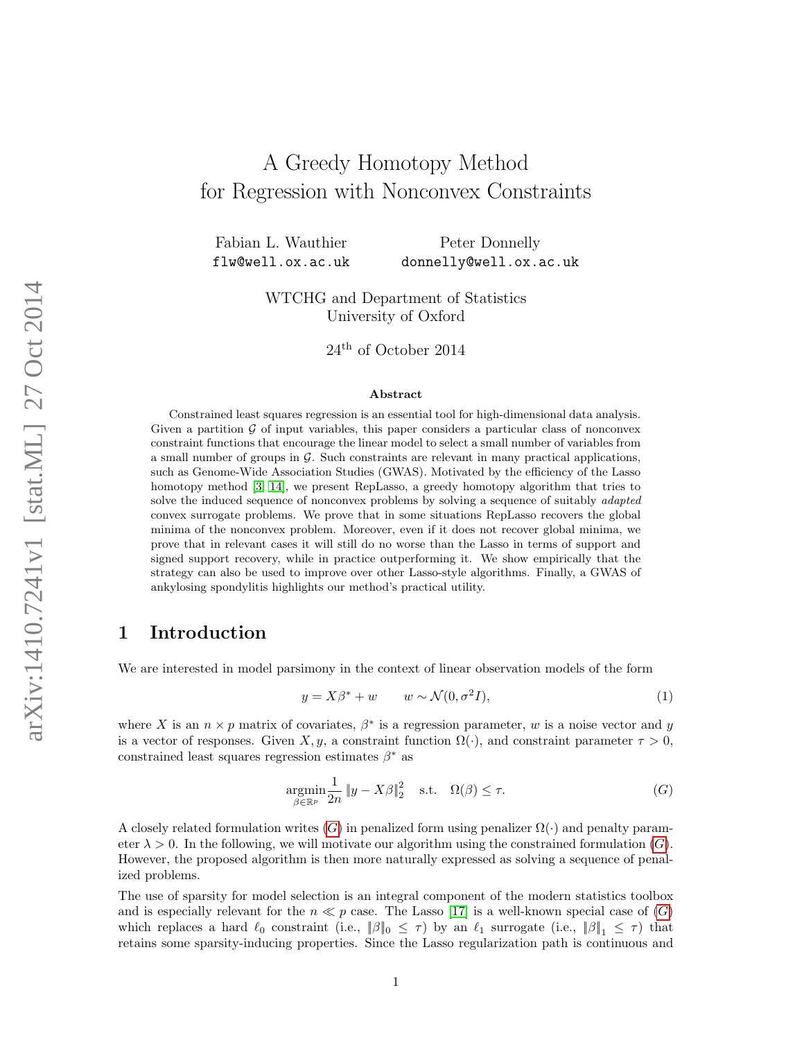# A Greedy Homotopy Method for Regression with Nonconvex Constraints

Fabian L. Wauthier  
flw@well.ox.ac.uk

Peter Donnelly  
donnelly@well.ox.ac.uk

WTCHG and Department of Statistics  
University of Oxford

24th of October 2014

### Abstract

Constrained least squares regression is an essential tool for high-dimensional data analysis. Given a partition $\mathcal{G}$ of input variables, this paper considers a particular class of nonconvex constraint functions that encourage the linear model to select a small number of variables from a small number of groups in $\mathcal{G}$. Such constraints are relevant in many practical applications, such as Genome-Wide Association Studies (GWAS). Motivated by the efficiency of the Lasso homotopy method [3, 14], we present RepLasso, a greedy homotopy algorithm that tries to solve the induced sequence of nonconvex problems by solving a sequence of suitably *adapted* convex surrogate problems. We prove that in some situations RepLasso recovers the global minima of the nonconvex problem. Moreover, even if it does not recover global minima, we prove that in relevant cases it will still do no worse than the Lasso in terms of support and signed support recovery, while in practice outperforming it. We show empirically that the strategy can also be used to improve over other Lasso-style algorithms. Finally, a GWAS of ankylosing spondylitis highlights our method's practical utility.

## 1 Introduction

We are interested in model parsimony in the context of linear observation models of the form

$$y = X\beta^* + w \qquad w \sim \mathcal{N}(0, \sigma^2 I), \tag{1}$$

where $X$ is an $n \times p$ matrix of covariates, $\beta^*$ is a regression parameter, $w$ is a noise vector and $y$ is a vector of responses. Given $X, y$, a constraint function $\Omega(\cdot)$, and constraint parameter $\tau > 0$, constrained least squares regression estimates $\beta^*$ as

$$\underset{\beta \in \mathbb{R}^p}{\operatorname{argmin}} \frac{1}{2n} \|y - X\beta\|_2^2 \quad \text{s.t.} \quad \Omega(\beta) \leq \tau. \tag{G}$$

A closely related formulation writes ($G$) in penalized form using penalizer $\Omega(\cdot)$ and penalty parameter $\lambda > 0$. In the following, we will motivate our algorithm using the constrained formulation ($G$). However, the proposed algorithm is then more naturally expressed as solving a sequence of penalized problems.

The use of sparsity for model selection is an integral component of the modern statistics toolbox and is especially relevant for the $n \ll p$ case. The Lasso [17] is a well-known special case of ($G$) which replaces a hard $\ell_0$ constraint (i.e., $\|\beta\|_0 \leq \tau$) by an $\ell_1$ surrogate (i.e., $\|\beta\|_1 \leq \tau$) that retains some sparsity-inducing properties. Since the Lasso regularization path is continuous and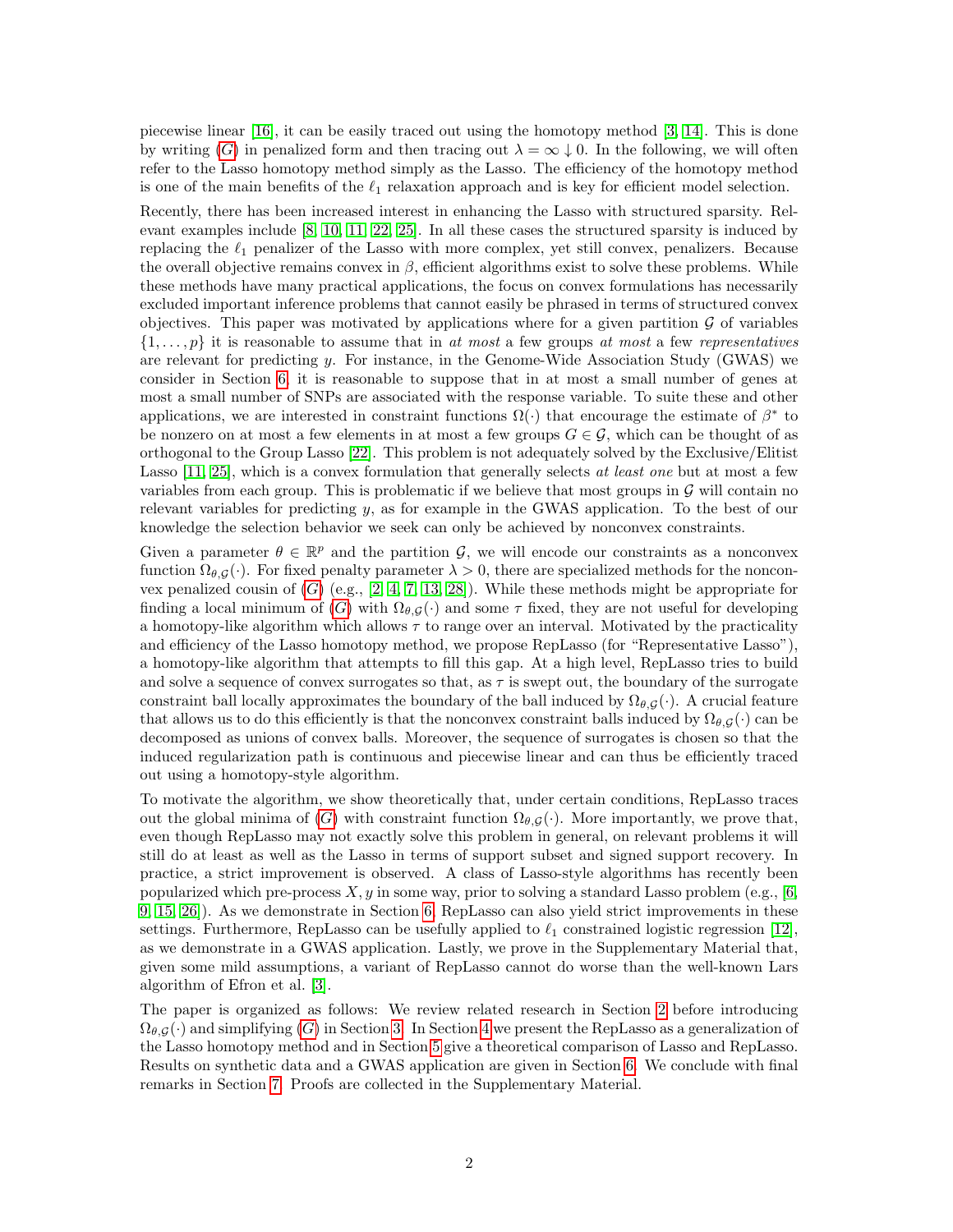piecewise linear [16], it can be easily traced out using the homotopy method [3, 14]. This is done by writing ($G$) in penalized form and then tracing out $\lambda = \infty \downarrow 0$. In the following, we will often refer to the Lasso homotopy method simply as the Lasso. The efficiency of the homotopy method is one of the main benefits of the $\ell_1$ relaxation approach and is key for efficient model selection.

Recently, there has been increased interest in enhancing the Lasso with structured sparsity. Relevant examples include [8, 10, 11, 22, 25]. In all these cases the structured sparsity is induced by replacing the $\ell_1$ penalizer of the Lasso with more complex, yet still convex, penalizers. Because the overall objective remains convex in $\beta$, efficient algorithms exist to solve these problems. While these methods have many practical applications, the focus on convex formulations has necessarily excluded important inference problems that cannot easily be phrased in terms of structured convex objectives. This paper was motivated by applications where for a given partition $\mathcal{G}$ of variables $\{1, \ldots, p\}$ it is reasonable to assume that in *at most* a few groups *at most* a few *representatives* are relevant for predicting $y$. For instance, in the Genome-Wide Association Study (GWAS) we consider in Section 6, it is reasonable to suppose that in at most a small number of genes at most a small number of SNPs are associated with the response variable. To suite these and other applications, we are interested in constraint functions $\Omega(\cdot)$ that encourage the estimate of $\beta^*$ to be nonzero on at most a few elements in at most a few groups $G \in \mathcal{G}$, which can be thought of as orthogonal to the Group Lasso [22]. This problem is not adequately solved by the Exclusive/Elitist Lasso [11, 25], which is a convex formulation that generally selects *at least one* but at most a few variables from each group. This is problematic if we believe that most groups in $\mathcal{G}$ will contain no relevant variables for predicting $y$, as for example in the GWAS application. To the best of our knowledge the selection behavior we seek can only be achieved by nonconvex constraints.

Given a parameter $\theta \in \mathbb{R}^p$ and the partition $\mathcal{G}$, we will encode our constraints as a nonconvex function $\Omega_{\theta,\mathcal{G}}(\cdot)$. For fixed penalty parameter $\lambda > 0$, there are specialized methods for the nonconvex penalized cousin of ($G$) (e.g., [2, 4, 7, 13, 28]). While these methods might be appropriate for finding a local minimum of ($G$) with $\Omega_{\theta,\mathcal{G}}(\cdot)$ and some $\tau$ fixed, they are not useful for developing a homotopy-like algorithm which allows $\tau$ to range over an interval. Motivated by the practicality and efficiency of the Lasso homotopy method, we propose RepLasso (for "Representative Lasso"), a homotopy-like algorithm that attempts to fill this gap. At a high level, RepLasso tries to build and solve a sequence of convex surrogates so that, as $\tau$ is swept out, the boundary of the surrogate constraint ball locally approximates the boundary of the ball induced by $\Omega_{\theta,\mathcal{G}}(\cdot)$. A crucial feature that allows us to do this efficiently is that the nonconvex constraint balls induced by $\Omega_{\theta,\mathcal{G}}(\cdot)$ can be decomposed as unions of convex balls. Moreover, the sequence of surrogates is chosen so that the induced regularization path is continuous and piecewise linear and can thus be efficiently traced out using a homotopy-style algorithm.

To motivate the algorithm, we show theoretically that, under certain conditions, RepLasso traces out the global minima of ($G$) with constraint function $\Omega_{\theta,\mathcal{G}}(\cdot)$. More importantly, we prove that, even though RepLasso may not exactly solve this problem in general, on relevant problems it will still do at least as well as the Lasso in terms of support subset and signed support recovery. In practice, a strict improvement is observed. A class of Lasso-style algorithms has recently been popularized which pre-process $X, y$ in some way, prior to solving a standard Lasso problem (e.g., [6, 9, 15, 26]). As we demonstrate in Section 6, RepLasso can also yield strict improvements in these settings. Furthermore, RepLasso can be usefully applied to $\ell_1$ constrained logistic regression [12], as we demonstrate in a GWAS application. Lastly, we prove in the Supplementary Material that, given some mild assumptions, a variant of RepLasso cannot do worse than the well-known Lars algorithm of Efron et al. [3].

The paper is organized as follows: We review related research in Section 2 before introducing $\Omega_{\theta,\mathcal{G}}(\cdot)$ and simplifying ($G$) in Section 3. In Section 4 we present the RepLasso as a generalization of the Lasso homotopy method and in Section 5 give a theoretical comparison of Lasso and RepLasso. Results on synthetic data and a GWAS application are given in Section 6. We conclude with final remarks in Section 7. Proofs are collected in the Supplementary Material.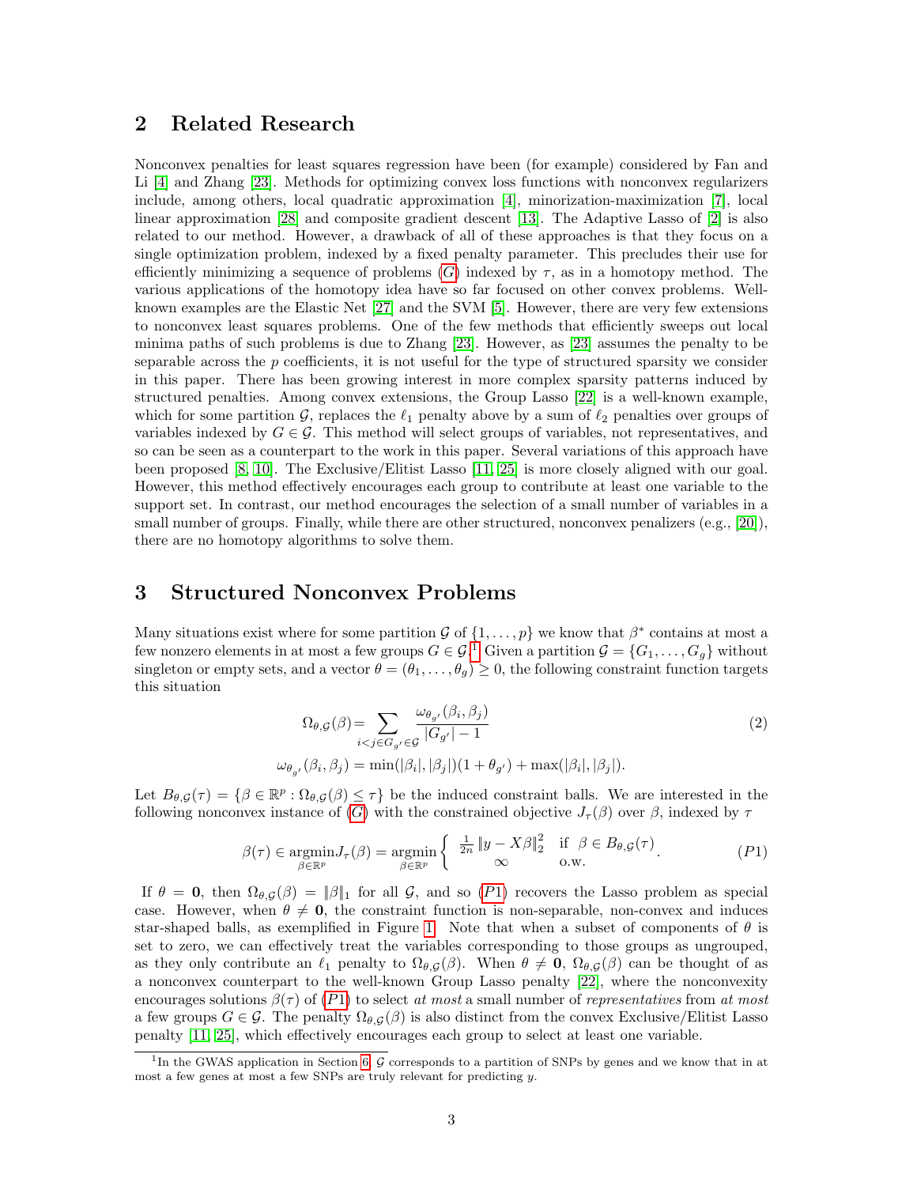## 2 Related Research

Nonconvex penalties for least squares regression have been (for example) considered by Fan and Li [4] and Zhang [23]. Methods for optimizing convex loss functions with nonconvex regularizers include, among others, local quadratic approximation [4], minorization-maximization [7], local linear approximation [28] and composite gradient descent [13]. The Adaptive Lasso of [2] is also related to our method. However, a drawback of all of these approaches is that they focus on a single optimization problem, indexed by a fixed penalty parameter. This precludes their use for efficiently minimizing a sequence of problems ($G$) indexed by $\tau$, as in a homotopy method. The various applications of the homotopy idea have so far focused on other convex problems. Well-known examples are the Elastic Net [27] and the SVM [5]. However, there are very few extensions to nonconvex least squares problems. One of the few methods that efficiently sweeps out local minima paths of such problems is due to Zhang [23]. However, as [23] assumes the penalty to be separable across the $p$ coefficients, it is not useful for the type of structured sparsity we consider in this paper. There has been growing interest in more complex sparsity patterns induced by structured penalties. Among convex extensions, the Group Lasso [22] is a well-known example, which for some partition $\mathcal{G}$, replaces the $\ell_1$ penalty above by a sum of $\ell_2$ penalties over groups of variables indexed by $G \in \mathcal{G}$. This method will select groups of variables, not representatives, and so can be seen as a counterpart to the work in this paper. Several variations of this approach have been proposed [8, 10]. The Exclusive/Elitist Lasso [11, 25] is more closely aligned with our goal. However, this method effectively encourages each group to contribute at least one variable to the support set. In contrast, our method encourages the selection of a small number of variables in a small number of groups. Finally, while there are other structured, nonconvex penalizers (e.g., [20]), there are no homotopy algorithms to solve them.

## 3 Structured Nonconvex Problems

Many situations exist where for some partition $\mathcal{G}$ of $\{1, \ldots, p\}$ we know that $\beta^*$ contains at most a few nonzero elements in at most a few groups $G \in \mathcal{G}$.[1] Given a partition $\mathcal{G} = \{G_1, \ldots, G_g\}$ without singleton or empty sets, and a vector $\theta = (\theta_1, \ldots, \theta_g) \geq 0$, the following constraint function targets this situation

$$
\Omega_{\theta,\mathcal{G}}(\beta) = \sum_{i<j \in G_{g'} \in \mathcal{G}} \frac{\omega_{\theta_{g'}}(\beta_i, \beta_j)}{|G_{g'}| - 1} \tag{2}
$$

$$
\omega_{\theta_{g'}}(\beta_i, \beta_j) = \min(|\beta_i|, |\beta_j|)(1 + \theta_{g'}) + \max(|\beta_i|, |\beta_j|).
$$

Let $B_{\theta,\mathcal{G}}(\tau) = \{\beta \in \mathbb{R}^p : \Omega_{\theta,\mathcal{G}}(\beta) \leq \tau\}$ be the induced constraint balls. We are interested in the following nonconvex instance of ($G$) with the constrained objective $J_\tau(\beta)$ over $\beta$, indexed by $\tau$

$$
\beta(\tau) \in \underset{\beta \in \mathbb{R}^p}{\operatorname{argmin}} J_\tau(\beta) = \underset{\beta \in \mathbb{R}^p}{\operatorname{argmin}} \begin{cases} \frac{1}{2n} \|y - X\beta\|_2^2 & \text{if } \beta \in B_{\theta,\mathcal{G}}(\tau) \\ \infty & \text{o.w.} \end{cases}. \tag{P1}
$$

If $\theta = \mathbf{0}$, then $\Omega_{\theta,\mathcal{G}}(\beta) = \|\beta\|_1$ for all $\mathcal{G}$, and so ($P1$) recovers the Lasso problem as special case. However, when $\theta \neq \mathbf{0}$, the constraint function is non-separable, non-convex and induces star-shaped balls, as exemplified in Figure 1. Note that when a subset of components of $\theta$ is set to zero, we can effectively treat the variables corresponding to those groups as ungrouped, as they only contribute an $\ell_1$ penalty to $\Omega_{\theta,\mathcal{G}}(\beta)$. When $\theta \neq \mathbf{0}$, $\Omega_{\theta,\mathcal{G}}(\beta)$ can be thought of as a nonconvex counterpart to the well-known Group Lasso penalty [22], where the nonconvexity encourages solutions $\beta(\tau)$ of ($P1$) to select *at most* a small number of *representatives* from *at most* a few groups $G \in \mathcal{G}$. The penalty $\Omega_{\theta,\mathcal{G}}(\beta)$ is also distinct from the convex Exclusive/Elitist Lasso penalty [11, 25], which effectively encourages each group to select at least one variable.

[1] In the GWAS application in Section 6, $\mathcal{G}$ corresponds to a partition of SNPs by genes and we know that in at most a few genes at most a few SNPs are truly relevant for predicting $y$.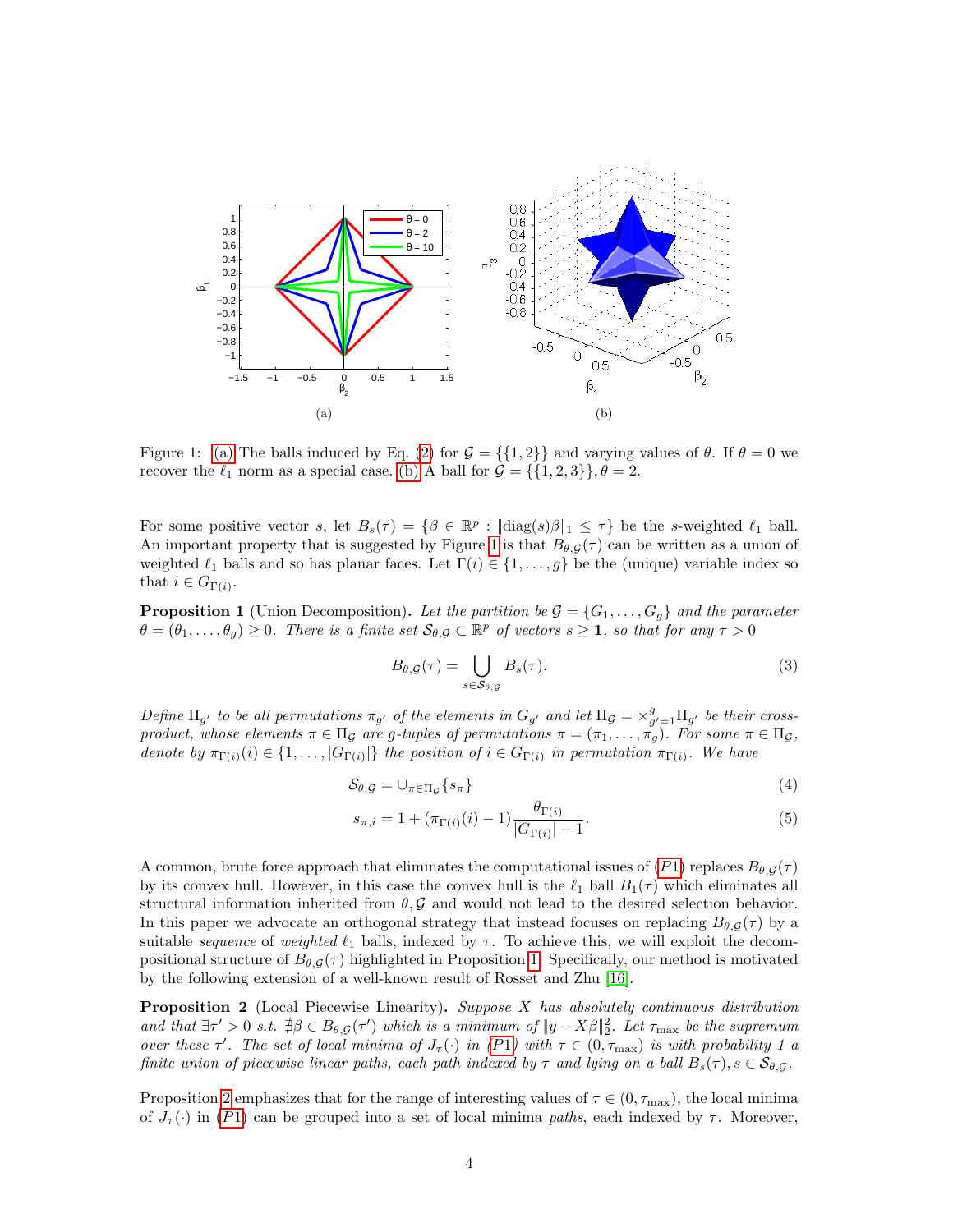Figure 1: (a) The balls induced by Eq. (2) for $\mathcal{G} = \{\{1,2\}\}$ and varying values of $\theta$. If $\theta = 0$ we recover the $\ell_1$ norm as a special case. (b) A ball for $\mathcal{G} = \{\{1,2,3\}\}, \theta = 2$.

For some positive vector $s$, let $B_s(\tau) = \{\beta \in \mathbb{R}^p : \|\text{diag}(s)\beta\|_1 \leq \tau\}$ be the $s$-weighted $\ell_1$ ball. An important property that is suggested by Figure 1 is that $B_{\theta,\mathcal{G}}(\tau)$ can be written as a union of weighted $\ell_1$ balls and so has planar faces. Let $\Gamma(i) \in \{1,\ldots,g\}$ be the (unique) variable index so that $i \in G_{\Gamma(i)}$.

**Proposition 1** (Union Decomposition)**.** *Let the partition be $\mathcal{G} = \{G_1,\ldots,G_g\}$ and the parameter $\theta = (\theta_1,\ldots,\theta_g) \geq 0$. There is a finite set $\mathcal{S}_{\theta,\mathcal{G}} \subset \mathbb{R}^p$ of vectors $s \geq \mathbf{1}$, so that for any $\tau > 0$*

$$B_{\theta,\mathcal{G}}(\tau) = \bigcup_{s \in \mathcal{S}_{\theta,\mathcal{G}}} B_s(\tau). \tag{3}$$

*Define $\Pi_{g'}$ to be all permutations $\pi_{g'}$ of the elements in $G_{g'}$ and let $\Pi_{\mathcal{G}} = \times_{g'=1}^{g} \Pi_{g'}$ be their cross-product, whose elements $\pi \in \Pi_{\mathcal{G}}$ are $g$-tuples of permutations $\pi = (\pi_1,\ldots,\pi_g)$. For some $\pi \in \Pi_{\mathcal{G}}$, denote by $\pi_{\Gamma(i)}(i) \in \{1,\ldots,|G_{\Gamma(i)}|\}$ the position of $i \in G_{\Gamma(i)}$ in permutation $\pi_{\Gamma(i)}$. We have*

$$\mathcal{S}_{\theta,\mathcal{G}} = \cup_{\pi \in \Pi_{\mathcal{G}}} \{s_\pi\} \tag{4}$$

$$s_{\pi,i} = 1 + (\pi_{\Gamma(i)}(i) - 1)\frac{\theta_{\Gamma(i)}}{|G_{\Gamma(i)}| - 1}. \tag{5}$$

A common, brute force approach that eliminates the computational issues of ($P1$) replaces $B_{\theta,\mathcal{G}}(\tau)$ by its convex hull. However, in this case the convex hull is the $\ell_1$ ball $B_1(\tau)$ which eliminates all structural information inherited from $\theta, \mathcal{G}$ and would not lead to the desired selection behavior. In this paper we advocate an orthogonal strategy that instead focuses on replacing $B_{\theta,\mathcal{G}}(\tau)$ by a suitable *sequence* of *weighted* $\ell_1$ balls, indexed by $\tau$. To achieve this, we will exploit the decompositional structure of $B_{\theta,\mathcal{G}}(\tau)$ highlighted in Proposition 1. Specifically, our method is motivated by the following extension of a well-known result of Rosset and Zhu [16].

**Proposition 2** (Local Piecewise Linearity)**.** *Suppose $X$ has absolutely continuous distribution and that $\exists \tau' > 0$ s.t. $\nexists \beta \in B_{\theta,\mathcal{G}}(\tau')$ which is a minimum of $\|y - X\beta\|_2^2$. Let $\tau_{\max}$ be the supremum over these $\tau'$. The set of local minima of $J_\tau(\cdot)$ in ($P1$) with $\tau \in (0, \tau_{\max})$ is with probability 1 a finite union of piecewise linear paths, each path indexed by $\tau$ and lying on a ball $B_s(\tau), s \in \mathcal{S}_{\theta,\mathcal{G}}$.*

Proposition 2 emphasizes that for the range of interesting values of $\tau \in (0, \tau_{\max})$, the local minima of $J_\tau(\cdot)$ in ($P1$) can be grouped into a set of local minima *paths*, each indexed by $\tau$. Moreover,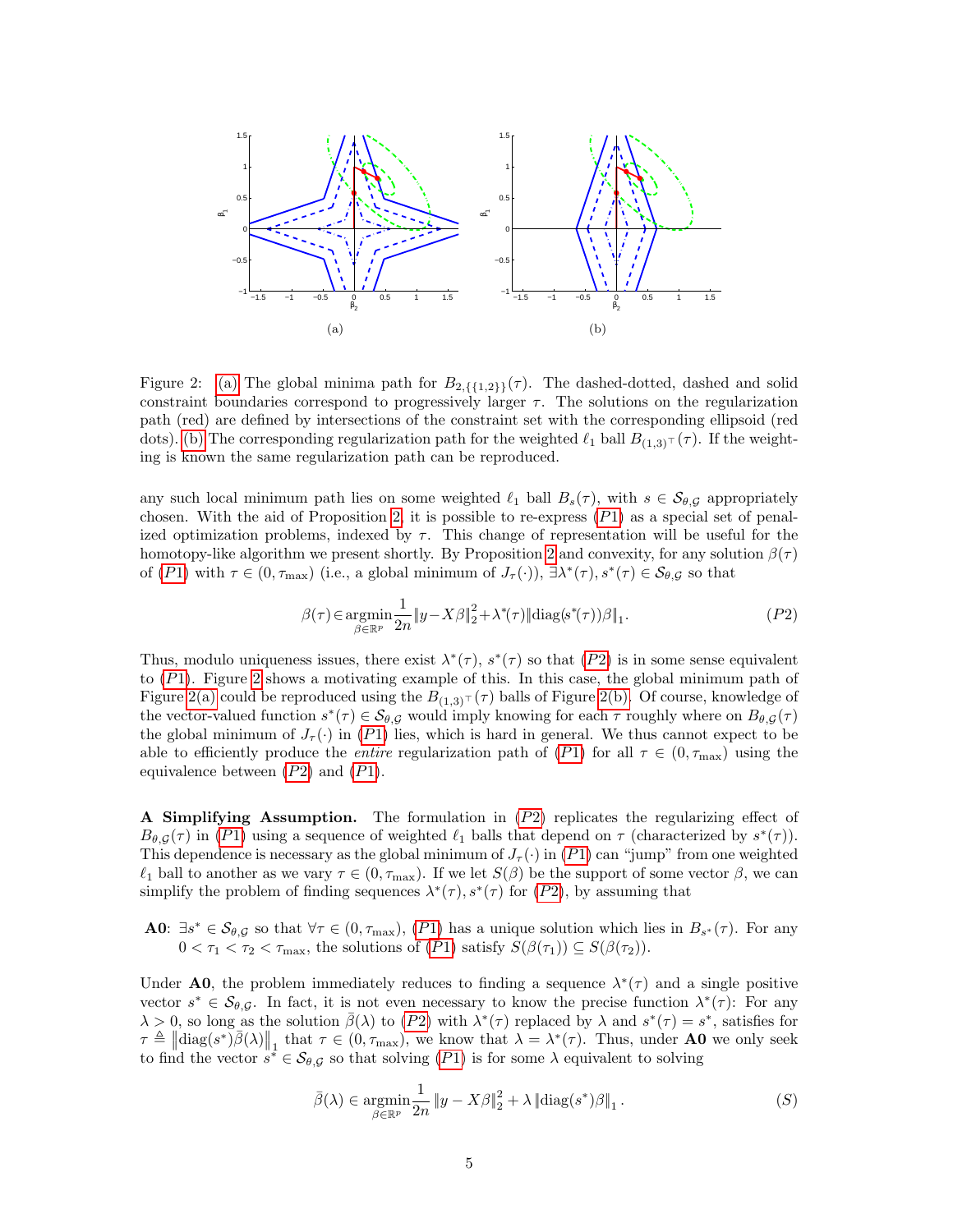(a) (b)

Figure 2: (a) The global minima path for $B_{2,\{\{1,2\}\}}(\tau)$. The dashed-dotted, dashed and solid constraint boundaries correspond to progressively larger $\tau$. The solutions on the regularization path (red) are defined by intersections of the constraint set with the corresponding ellipsoid (red dots). (b) The corresponding regularization path for the weighted $\ell_1$ ball $B_{(1,3)^\top}(\tau)$. If the weighting is known the same regularization path can be reproduced.

any such local minimum path lies on some weighted $\ell_1$ ball $B_s(\tau)$, with $s \in \mathcal{S}_{\theta,\mathcal{G}}$ appropriately chosen. With the aid of Proposition 2, it is possible to re-express ($P1$) as a special set of penalized optimization problems, indexed by $\tau$. This change of representation will be useful for the homotopy-like algorithm we present shortly. By Proposition 2 and convexity, for any solution $\beta(\tau)$ of ($P1$) with $\tau \in (0, \tau_{\max})$ (i.e., a global minimum of $J_\tau(\cdot)$), $\exists \lambda^*(\tau), s^*(\tau) \in \mathcal{S}_{\theta,\mathcal{G}}$ so that

$$\beta(\tau) \in \operatorname*{argmin}_{\beta \in \mathbb{R}^p} \frac{1}{2n} \|y - X\beta\|_2^2 + \lambda^*(\tau) \|\mathrm{diag}(s^*(\tau))\beta\|_1. \tag{$P2$}$$

Thus, modulo uniqueness issues, there exist $\lambda^*(\tau)$, $s^*(\tau)$ so that ($P2$) is in some sense equivalent to ($P1$). Figure 2 shows a motivating example of this. In this case, the global minimum path of Figure 2(a) could be reproduced using the $B_{(1,3)^\top}(\tau)$ balls of Figure 2(b). Of course, knowledge of the vector-valued function $s^*(\tau) \in \mathcal{S}_{\theta,\mathcal{G}}$ would imply knowing for each $\tau$ roughly where on $B_{\theta,\mathcal{G}}(\tau)$ the global minimum of $J_\tau(\cdot)$ in ($P1$) lies, which is hard in general. We thus cannot expect to be able to efficiently produce the *entire* regularization path of ($P1$) for all $\tau \in (0, \tau_{\max})$ using the equivalence between ($P2$) and ($P1$).

**A Simplifying Assumption.** The formulation in ($P2$) replicates the regularizing effect of $B_{\theta,\mathcal{G}}(\tau)$ in ($P1$) using a sequence of weighted $\ell_1$ balls that depend on $\tau$ (characterized by $s^*(\tau)$). This dependence is necessary as the global minimum of $J_\tau(\cdot)$ in ($P1$) can "jump" from one weighted $\ell_1$ ball to another as we vary $\tau \in (0, \tau_{\max})$. If we let $S(\beta)$ be the support of some vector $\beta$, we can simplify the problem of finding sequences $\lambda^*(\tau), s^*(\tau)$ for ($P2$), by assuming that

**A0**: $\exists s^* \in \mathcal{S}_{\theta,\mathcal{G}}$ so that $\forall \tau \in (0, \tau_{\max})$, ($P1$) has a unique solution which lies in $B_{s^*}(\tau)$. For any $0 < \tau_1 < \tau_2 < \tau_{\max}$, the solutions of ($P1$) satisfy $S(\beta(\tau_1)) \subseteq S(\beta(\tau_2))$.

Under **A0**, the problem immediately reduces to finding a sequence $\lambda^*(\tau)$ and a single positive vector $s^* \in \mathcal{S}_{\theta,\mathcal{G}}$. In fact, it is not even necessary to know the precise function $\lambda^*(\tau)$: For any $\lambda > 0$, so long as the solution $\bar{\beta}(\lambda)$ to ($P2$) with $\lambda^*(\tau)$ replaced by $\lambda$ and $s^*(\tau) = s^*$, satisfies for $\tau \triangleq \left\|\mathrm{diag}(s^*)\bar{\beta}(\lambda)\right\|_1$ that $\tau \in (0, \tau_{\max})$, we know that $\lambda = \lambda^*(\tau)$. Thus, under **A0** we only seek to find the vector $s^* \in \mathcal{S}_{\theta,\mathcal{G}}$ so that solving ($P1$) is for some $\lambda$ equivalent to solving

$$\bar{\beta}(\lambda) \in \operatorname*{argmin}_{\beta \in \mathbb{R}^p} \frac{1}{2n} \|y - X\beta\|_2^2 + \lambda \|\mathrm{diag}(s^*)\beta\|_1. \tag{$S$}$$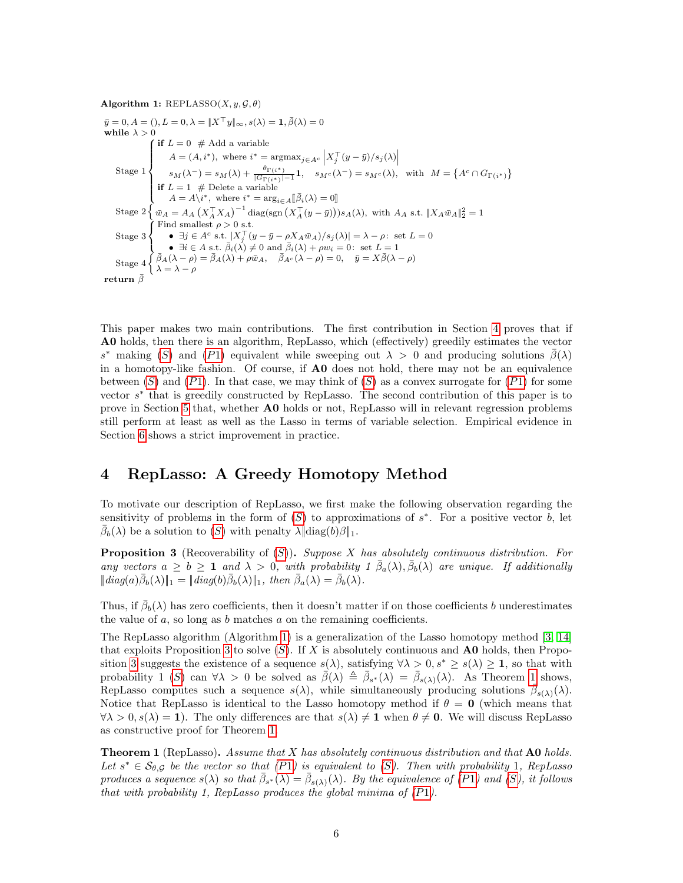**Algorithm 1:** REPLASSO$(X, y, \mathcal{G}, \theta)$

$\bar{y} = 0, A = (), L = 0, \lambda = \|X^\top y\|_\infty, s(\lambda) = \mathbf{1}, \bar{\beta}(\lambda) = 0$

**while** $\lambda > 0$

Stage 1 $\begin{cases} \textbf{if } L = 0 \;\; \# \text{ Add a variable} \\ \quad A = (A, i^*), \text{ where } i^* = \text{argmax}_{j \in A^c} \left| X_j^\top (y - \bar{y}) / s_j(\lambda) \right| \\ \quad s_M(\lambda^-) = s_M(\lambda) + \frac{\theta_{\Gamma(i^*)}}{|G_{\Gamma(i^*)}| - 1} \mathbf{1}, \quad s_{M^c}(\lambda^-) = s_{M^c}(\lambda), \text{ with } M = \{A^c \cap G_{\Gamma(i^*)}\} \\ \textbf{if } L = 1 \;\; \# \text{ Delete a variable} \\ \quad A = A \backslash i^*, \text{ where } i^* = \arg_{i \in A} [\![ \bar{\beta}_i(\lambda) = 0 ]\!] \end{cases}$

Stage 2 $\left\{ \bar{w}_A = A_A \left( X_A^\top X_A \right)^{-1} \text{diag}(\text{sgn}\left( X_A^\top (y - \bar{y}) \right)) s_A(\lambda), \text{ with } A_A \text{ s.t. } \|X_A \bar{w}_A\|_2^2 = 1 \right.$

Stage 3 $\begin{cases} \text{Find smallest } \rho > 0 \text{ s.t.} \\ \quad \bullet \; \exists j \in A^c \text{ s.t. } |X_j^\top (y - \bar{y} - \rho X_A \bar{w}_A) / s_j(\lambda)| = \lambda - \rho\text{: set } L = 0 \\ \quad \bullet \; \exists i \in A \text{ s.t. } \bar{\beta}_i(\lambda) \neq 0 \text{ and } \bar{\beta}_i(\lambda) + \rho w_i = 0\text{: set } L = 1 \end{cases}$

Stage 4 $\begin{cases} \bar{\beta}_A(\lambda - \rho) = \bar{\beta}_A(\lambda) + \rho \bar{w}_A, \quad \bar{\beta}_{A^c}(\lambda - \rho) = 0, \quad \bar{y} = X \bar{\beta}(\lambda - \rho) \\ \lambda = \lambda - \rho \end{cases}$

**return** $\bar{\beta}$

This paper makes two main contributions. The first contribution in Section 4 proves that if **A0** holds, then there is an algorithm, RepLasso, which (effectively) greedily estimates the vector $s^*$ making ($S$) and ($P1$) equivalent while sweeping out $\lambda > 0$ and producing solutions $\bar{\beta}(\lambda)$ in a homotopy-like fashion. Of course, if **A0** does not hold, there may not be an equivalence between ($S$) and ($P1$). In that case, we may think of ($S$) as a convex surrogate for ($P1$) for some vector $s^*$ that is greedily constructed by RepLasso. The second contribution of this paper is to prove in Section 5 that, whether **A0** holds or not, RepLasso will in relevant regression problems still perform at least as well as the Lasso in terms of variable selection. Empirical evidence in Section 6 shows a strict improvement in practice.

## 4 RepLasso: A Greedy Homotopy Method

To motivate our description of RepLasso, we first make the following observation regarding the sensitivity of problems in the form of ($S$) to approximations of $s^*$. For a positive vector $b$, let $\bar{\beta}_b(\lambda)$ be a solution to ($S$) with penalty $\lambda \|\text{diag}(b)\beta\|_1$.

**Proposition 3** (Recoverability of ($S$))**.** *Suppose $X$ has absolutely continuous distribution. For any vectors $a \geq b \geq \mathbf{1}$ and $\lambda > 0$, with probability 1 $\bar{\beta}_a(\lambda), \bar{\beta}_b(\lambda)$ are unique. If additionally $\|diag(a)\bar{\beta}_b(\lambda)\|_1 = \|diag(b)\bar{\beta}_b(\lambda)\|_1$, then $\bar{\beta}_a(\lambda) = \bar{\beta}_b(\lambda)$.*

Thus, if $\bar{\beta}_b(\lambda)$ has zero coefficients, then it doesn't matter if on those coefficients $b$ underestimates the value of $a$, so long as $b$ matches $a$ on the remaining coefficients.

The RepLasso algorithm (Algorithm 1) is a generalization of the Lasso homotopy method [3, 14] that exploits Proposition 3 to solve ($S$). If $X$ is absolutely continuous and **A0** holds, then Proposition 3 suggests the existence of a sequence $s(\lambda)$, satisfying $\forall \lambda > 0, s^* \geq s(\lambda) \geq \mathbf{1}$, so that with probability 1 ($S$) can $\forall \lambda > 0$ be solved as $\bar{\beta}(\lambda) \triangleq \bar{\beta}_{s^*}(\lambda) = \bar{\beta}_{s(\lambda)}(\lambda)$. As Theorem 1 shows, RepLasso computes such a sequence $s(\lambda)$, while simultaneously producing solutions $\bar{\beta}_{s(\lambda)}(\lambda)$. Notice that RepLasso is identical to the Lasso homotopy method if $\theta = \mathbf{0}$ (which means that $\forall \lambda > 0, s(\lambda) = \mathbf{1}$). The only differences are that $s(\lambda) \neq \mathbf{1}$ when $\theta \neq \mathbf{0}$. We will discuss RepLasso as constructive proof for Theorem 1.

**Theorem 1** (RepLasso)**.** *Assume that $X$ has absolutely continuous distribution and that **A0** holds. Let $s^* \in \mathcal{S}_{\theta,\mathcal{G}}$ be the vector so that ($P1$) is equivalent to ($S$). Then with probability 1, RepLasso produces a sequence $s(\lambda)$ so that $\bar{\beta}_{s^*}(\lambda) = \bar{\beta}_{s(\lambda)}(\lambda)$. By the equivalence of ($P1$) and ($S$), it follows that with probability 1, RepLasso produces the global minima of ($P1$).*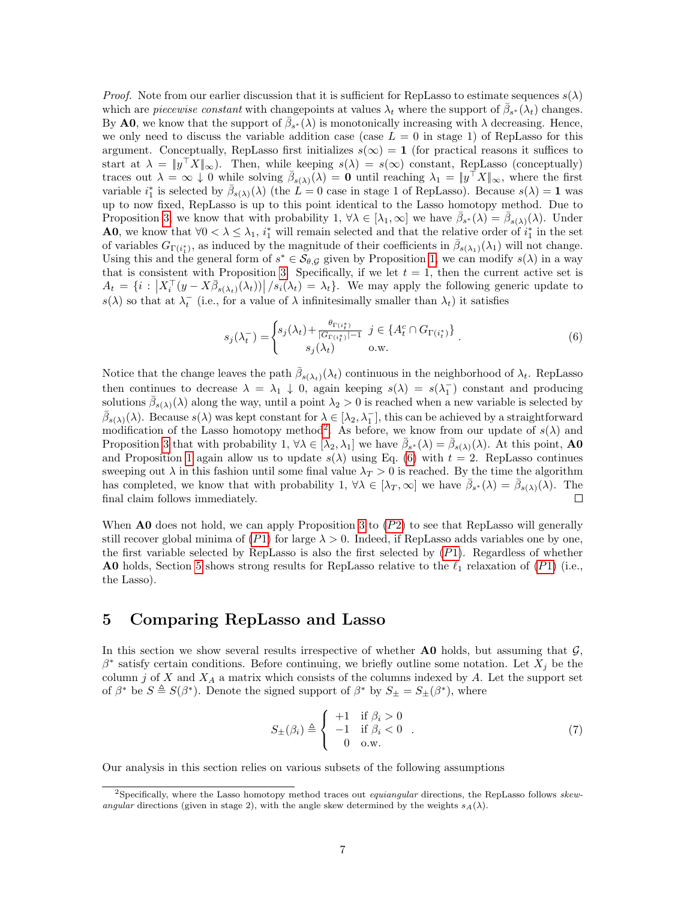*Proof.* Note from our earlier discussion that it is sufficient for RepLasso to estimate sequences $s(\lambda)$ which are *piecewise constant* with changepoints at values $\lambda_t$ where the support of $\bar{\beta}_{s^*}(\lambda_t)$ changes. By **A0**, we know that the support of $\bar{\beta}_{s^*}(\lambda)$ is monotonically increasing with $\lambda$ decreasing. Hence, we only need to discuss the variable addition case (case $L = 0$ in stage 1) of RepLasso for this argument. Conceptually, RepLasso first initializes $s(\infty) = \mathbf{1}$ (for practical reasons it suffices to start at $\lambda = \|y^\top X\|_\infty$). Then, while keeping $s(\lambda) = s(\infty)$ constant, RepLasso (conceptually) traces out $\lambda = \infty \downarrow 0$ while solving $\bar{\beta}_{s(\lambda)}(\lambda) = \mathbf{0}$ until reaching $\lambda_1 = \|y^\top X\|_\infty$, where the first variable $i_1^*$ is selected by $\bar{\beta}_{s(\lambda)}(\lambda)$ (the $L = 0$ case in stage 1 of RepLasso). Because $s(\lambda) = \mathbf{1}$ was up to now fixed, RepLasso is up to this point identical to the Lasso homotopy method. Due to Proposition 3, we know that with probability 1, $\forall \lambda \in [\lambda_1, \infty]$ we have $\bar{\beta}_{s^*}(\lambda) = \bar{\beta}_{s(\lambda)}(\lambda)$. Under **A0**, we know that $\forall 0 < \lambda \leq \lambda_1$, $i_1^*$ will remain selected and that the relative order of $i_1^*$ in the set of variables $G_{\Gamma(i_1^*)}$, as induced by the magnitude of their coefficients in $\bar{\beta}_{s(\lambda_1)}(\lambda_1)$ will not change. Using this and the general form of $s^* \in \mathcal{S}_{\theta,\mathcal{G}}$ given by Proposition 1, we can modify $s(\lambda)$ in a way that is consistent with Proposition 3. Specifically, if we let $t = 1$, then the current active set is $A_t = \{i : \left|X_i^\top(y - X\bar{\beta}_{s(\lambda_t)}(\lambda_t))\right| / s_i(\lambda_t) = \lambda_t\}$. We may apply the following generic update to $s(\lambda)$ so that at $\lambda_t^-$ (i.e., for a value of $\lambda$ infinitesimally smaller than $\lambda_t$) it satisfies

$$s_j(\lambda_t^-) = \begin{cases} s_j(\lambda_t) + \frac{\theta_{\Gamma(i_t^*)}}{|G_{\Gamma(i_t^*)}|-1} & j \in \{A_t^c \cap G_{\Gamma(i_t^*)}\} \\ s_j(\lambda_t) & \text{o.w.} \end{cases} . \tag{6}$$

Notice that the change leaves the path $\bar{\beta}_{s(\lambda_t)}(\lambda_t)$ continuous in the neighborhood of $\lambda_t$. RepLasso then continues to decrease $\lambda = \lambda_1 \downarrow 0$, again keeping $s(\lambda) = s(\lambda_1^-)$ constant and producing solutions $\bar{\beta}_{s(\lambda)}(\lambda)$ along the way, until a point $\lambda_2 > 0$ is reached when a new variable is selected by $\bar{\beta}_{s(\lambda)}(\lambda)$. Because $s(\lambda)$ was kept constant for $\lambda \in [\lambda_2, \lambda_1^-]$, this can be achieved by a straightforward modification of the Lasso homotopy method[2]. As before, we know from our update of $s(\lambda)$ and Proposition 3 that with probability 1, $\forall \lambda \in [\lambda_2, \lambda_1]$ we have $\bar{\beta}_{s^*}(\lambda) = \bar{\beta}_{s(\lambda)}(\lambda)$. At this point, **A0** and Proposition 1 again allow us to update $s(\lambda)$ using Eq. (6) with $t = 2$. RepLasso continues sweeping out $\lambda$ in this fashion until some final value $\lambda_T > 0$ is reached. By the time the algorithm has completed, we know that with probability 1, $\forall \lambda \in [\lambda_T, \infty]$ we have $\bar{\beta}_{s^*}(\lambda) = \bar{\beta}_{s(\lambda)}(\lambda)$. The final claim follows immediately. ∎

When **A0** does not hold, we can apply Proposition 3 to (*P2*) to see that RepLasso will generally still recover global minima of (*P1*) for large $\lambda > 0$. Indeed, if RepLasso adds variables one by one, the first variable selected by RepLasso is also the first selected by (*P1*). Regardless of whether **A0** holds, Section 5 shows strong results for RepLasso relative to the $\ell_1$ relaxation of (*P1*) (i.e., the Lasso).

# 5 Comparing RepLasso and Lasso

In this section we show several results irrespective of whether **A0** holds, but assuming that $\mathcal{G}$, $\beta^*$ satisfy certain conditions. Before continuing, we briefly outline some notation. Let $X_j$ be the column $j$ of $X$ and $X_A$ a matrix which consists of the columns indexed by $A$. Let the support set of $\beta^*$ be $S \triangleq S(\beta^*)$. Denote the signed support of $\beta^*$ by $S_\pm = S_\pm(\beta^*)$, where

$$S_\pm(\beta_i) \triangleq \begin{cases} +1 & \text{if } \beta_i > 0 \\ -1 & \text{if } \beta_i < 0 \\ 0 & \text{o.w.} \end{cases} . \tag{7}$$

Our analysis in this section relies on various subsets of the following assumptions

[2]Specifically, where the Lasso homotopy method traces out *equiangular* directions, the RepLasso follows *skew-angular* directions (given in stage 2), with the angle skew determined by the weights $s_A(\lambda)$.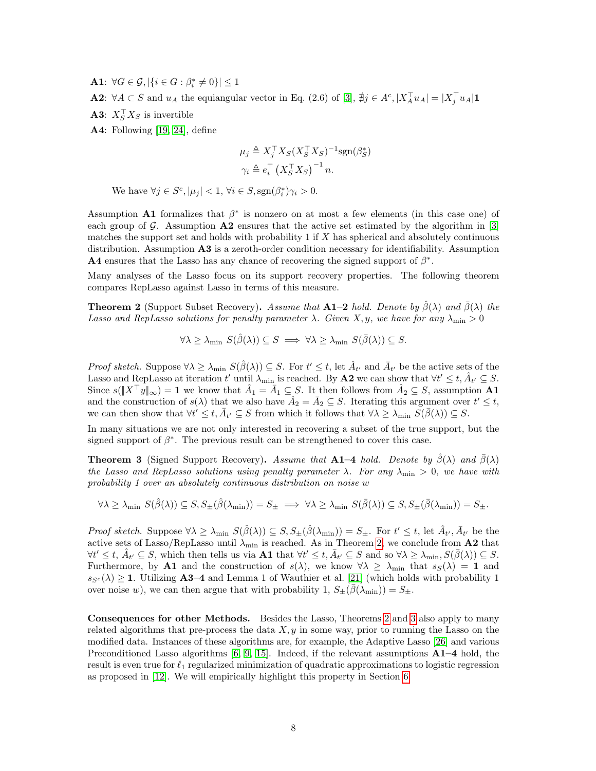**A1**: $\forall G \in \mathcal{G}, |\{i \in G : \beta^*_i \neq 0\}| \leq 1$

**A2**: $\forall A \subset S$ and $u_A$ the equiangular vector in Eq. (2.6) of [3], $\nexists j \in A^c, |X_A^\top u_A| = |X_j^\top u_A|\mathbf{1}$

**A3**: $X_S^\top X_S$ is invertible

**A4**: Following [19, 24], define

$$\mu_j \triangleq X_j^\top X_S (X_S^\top X_S)^{-1} \mathrm{sgn}(\beta^*_S)$$
$$\gamma_i \triangleq e_i^\top \left(X_S^\top X_S\right)^{-1} n.$$

We have $\forall j \in S^c, |\mu_j| < 1$, $\forall i \in S, \mathrm{sgn}(\beta^*_i)\gamma_i > 0$.

Assumption **A1** formalizes that $\beta^*$ is nonzero on at most a few elements (in this case one) of each group of $\mathcal{G}$. Assumption **A2** ensures that the active set estimated by the algorithm in [3] matches the support set and holds with probability 1 if $X$ has spherical and absolutely continuous distribution. Assumption **A3** is a zeroth-order condition necessary for identifiability. Assumption **A4** ensures that the Lasso has any chance of recovering the signed support of $\beta^*$.

Many analyses of the Lasso focus on its support recovery properties. The following theorem compares RepLasso against Lasso in terms of this measure.

**Theorem 2** (Support Subset Recovery). *Assume that* **A1–2** *hold. Denote by $\hat{\beta}(\lambda)$ and $\bar{\beta}(\lambda)$ the Lasso and RepLasso solutions for penalty parameter $\lambda$. Given $X, y$, we have for any $\lambda_{\min} > 0$*

$$\forall \lambda \geq \lambda_{\min}\ S(\hat{\beta}(\lambda)) \subseteq S \implies \forall \lambda \geq \lambda_{\min}\ S(\bar{\beta}(\lambda)) \subseteq S.$$

*Proof sketch.* Suppose $\forall \lambda \geq \lambda_{\min}\ S(\hat{\beta}(\lambda)) \subseteq S$. For $t' \leq t$, let $\hat{A}_{t'}$ and $\bar{A}_{t'}$ be the active sets of the Lasso and RepLasso at iteration $t'$ until $\lambda_{\min}$ is reached. By **A2** we can show that $\forall t' \leq t, \hat{A}_{t'} \subseteq S$. Since $s(\|X^\top y\|_\infty) = \mathbf{1}$ we know that $\hat{A}_1 = \bar{A}_1 \subseteq S$. It then follows from $\hat{A}_2 \subseteq S$, assumption **A1** and the construction of $s(\lambda)$ that we also have $\hat{A}_2 = \bar{A}_2 \subseteq S$. Iterating this argument over $t' \leq t$, we can then show that $\forall t' \leq t, \bar{A}_{t'} \subseteq S$ from which it follows that $\forall \lambda \geq \lambda_{\min}\ S(\bar{\beta}(\lambda)) \subseteq S$.

In many situations we are not only interested in recovering a subset of the true support, but the signed support of $\beta^*$. The previous result can be strengthened to cover this case.

**Theorem 3** (Signed Support Recovery). *Assume that* **A1–4** *hold. Denote by $\hat{\beta}(\lambda)$ and $\bar{\beta}(\lambda)$ the Lasso and RepLasso solutions using penalty parameter $\lambda$. For any $\lambda_{\min} > 0$, we have with probability 1 over an absolutely continuous distribution on noise $w$*

$$\forall \lambda \geq \lambda_{\min}\ S(\hat{\beta}(\lambda)) \subseteq S, S_\pm(\hat{\beta}(\lambda_{\min})) = S_\pm \implies \forall \lambda \geq \lambda_{\min}\ S(\bar{\beta}(\lambda)) \subseteq S, S_\pm(\bar{\beta}(\lambda_{\min})) = S_\pm.$$

*Proof sketch.* Suppose $\forall \lambda \geq \lambda_{\min}\ S(\hat{\beta}(\lambda)) \subseteq S, S_\pm(\hat{\beta}(\lambda_{\min})) = S_\pm$. For $t' \leq t$, let $\hat{A}_{t'}, \bar{A}_{t'}$ be the active sets of Lasso/RepLasso until $\lambda_{\min}$ is reached. As in Theorem 2, we conclude from **A2** that $\forall t' \leq t$, $\hat{A}_{t'} \subseteq S$, which then tells us via **A1** that $\forall t' \leq t, \bar{A}_{t'} \subseteq S$ and so $\forall \lambda \geq \lambda_{\min}, S(\bar{\beta}(\lambda)) \subseteq S$. Furthermore, by **A1** and the construction of $s(\lambda)$, we know $\forall \lambda \geq \lambda_{\min}$ that $s_S(\lambda) = \mathbf{1}$ and $s_{S^c}(\lambda) \geq \mathbf{1}$. Utilizing **A3–4** and Lemma 1 of Wauthier et al. [21] (which holds with probability 1 over noise $w$), we can then argue that with probability 1, $S_\pm(\bar{\beta}(\lambda_{\min})) = S_\pm$.

**Consequences for other Methods.** Besides the Lasso, Theorems 2 and 3 also apply to many related algorithms that pre-process the data $X, y$ in some way, prior to running the Lasso on the modified data. Instances of these algorithms are, for example, the Adaptive Lasso [26] and various Preconditioned Lasso algorithms [6, 9, 15]. Indeed, if the relevant assumptions **A1–4** hold, the result is even true for $\ell_1$ regularized minimization of quadratic approximations to logistic regression as proposed in [12]. We will empirically highlight this property in Section 6.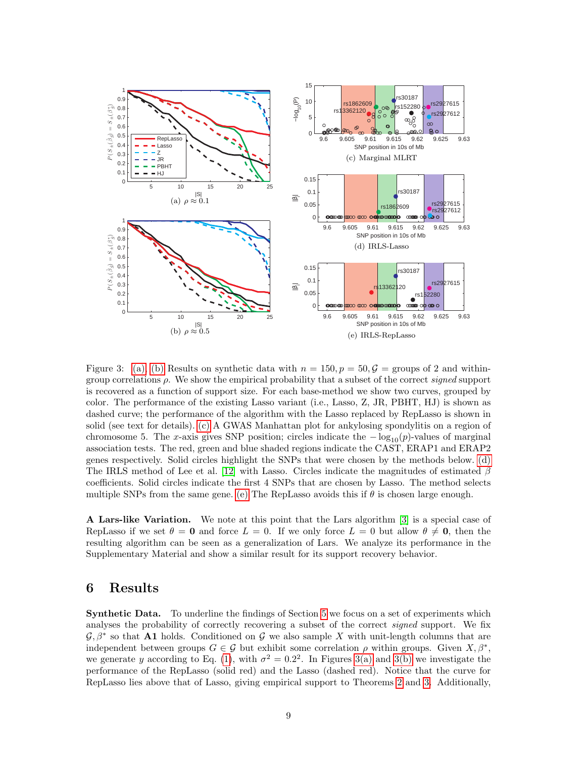Figure 3: (a), (b) Results on synthetic data with $n = 150, p = 50, \mathcal{G}$ = groups of 2 and within-group correlations $\rho$. We show the empirical probability that a subset of the correct *signed* support is recovered as a function of support size. For each base-method we show two curves, grouped by color. The performance of the existing Lasso variant (i.e., Lasso, Z, JR, PBHT, HJ) is shown as dashed curve; the performance of the algorithm with the Lasso replaced by RepLasso is shown in solid (see text for details). (c) A GWAS Manhattan plot for ankylosing spondylitis on a region of chromosome 5. The $x$-axis gives SNP position; circles indicate the $-\log_{10}(p)$-values of marginal association tests. The red, green and blue shaded regions indicate the CAST, ERAP1 and ERAP2 genes respectively. Solid circles highlight the SNPs that were chosen by the methods below. (d) The IRLS method of Lee et al. [12] with Lasso. Circles indicate the magnitudes of estimated $\beta$ coefficients. Solid circles indicate the first 4 SNPs that are chosen by Lasso. The method selects multiple SNPs from the same gene. (e) The RepLasso avoids this if $\theta$ is chosen large enough.

**A Lars-like Variation.** We note at this point that the Lars algorithm [3] is a special case of RepLasso if we set $\theta = \mathbf{0}$ and force $L = 0$. If we only force $L = 0$ but allow $\theta \neq \mathbf{0}$, then the resulting algorithm can be seen as a generalization of Lars. We analyze its performance in the Supplementary Material and show a similar result for its support recovery behavior.

# 6 Results

**Synthetic Data.** To underline the findings of Section 5 we focus on a set of experiments which analyses the probability of correctly recovering a subset of the correct *signed* support. We fix $\mathcal{G}, \beta^*$ so that **A1** holds. Conditioned on $\mathcal{G}$ we also sample $X$ with unit-length columns that are independent between groups $G \in \mathcal{G}$ but exhibit some correlation $\rho$ within groups. Given $X, \beta^*$, we generate $y$ according to Eq. (1), with $\sigma^2 = 0.2^2$. In Figures 3(a) and 3(b) we investigate the performance of the RepLasso (solid red) and the Lasso (dashed red). Notice that the curve for RepLasso lies above that of Lasso, giving empirical support to Theorems 2 and 3. Additionally,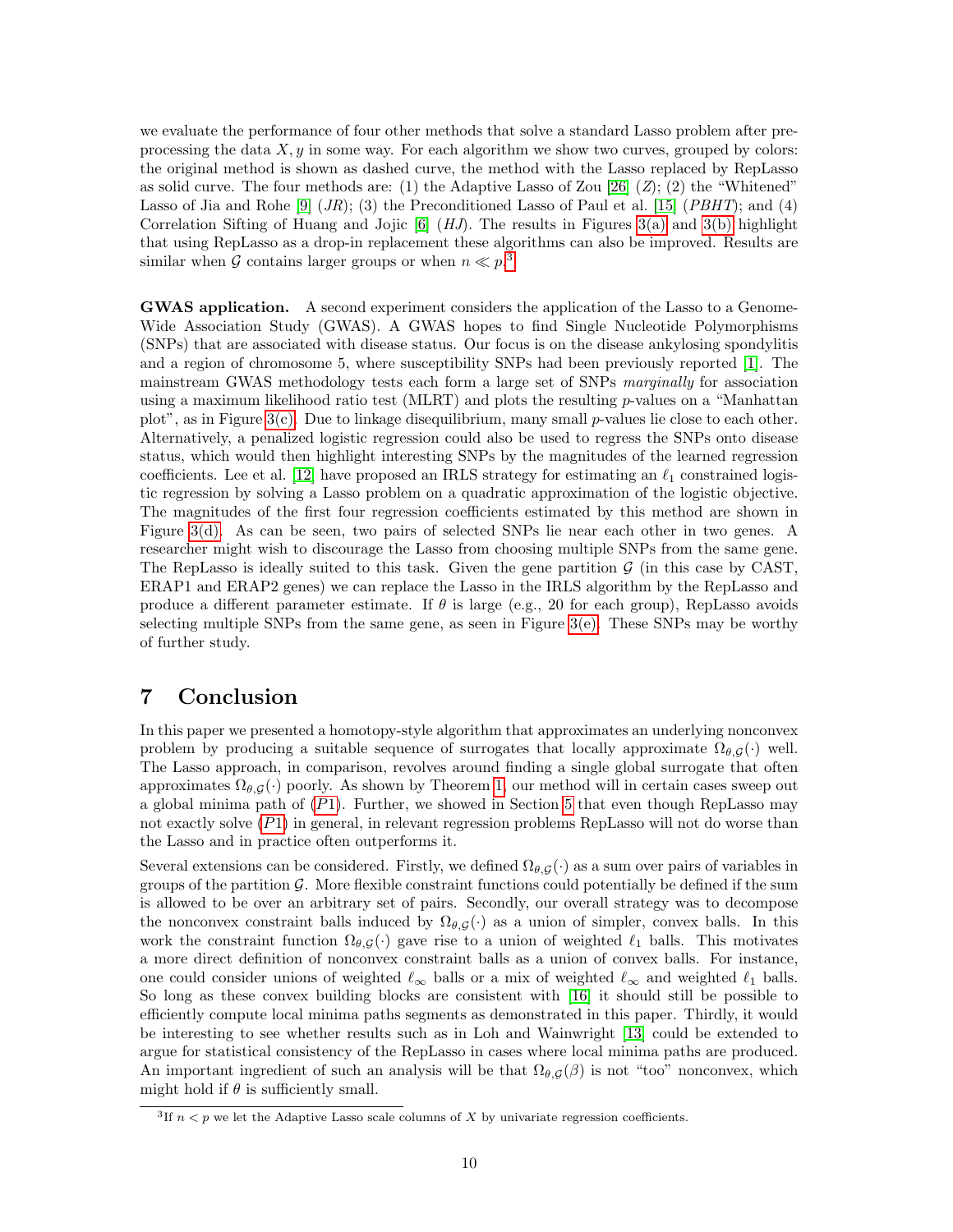we evaluate the performance of four other methods that solve a standard Lasso problem after preprocessing the data $X, y$ in some way. For each algorithm we show two curves, grouped by colors: the original method is shown as dashed curve, the method with the Lasso replaced by RepLasso as solid curve. The four methods are: (1) the Adaptive Lasso of Zou [26] (*Z*); (2) the "Whitened" Lasso of Jia and Rohe [9] (*JR*); (3) the Preconditioned Lasso of Paul et al. [15] (*PBHT*); and (4) Correlation Sifting of Huang and Jojic [6] (*HJ*). The results in Figures 3(a) and 3(b) highlight that using RepLasso as a drop-in replacement these algorithms can also be improved. Results are similar when $\mathcal{G}$ contains larger groups or when $n \ll p$.[3]

**GWAS application.** A second experiment considers the application of the Lasso to a Genome-Wide Association Study (GWAS). A GWAS hopes to find Single Nucleotide Polymorphisms (SNPs) that are associated with disease status. Our focus is on the disease ankylosing spondylitis and a region of chromosome 5, where susceptibility SNPs had been previously reported [1]. The mainstream GWAS methodology tests each form a large set of SNPs *marginally* for association using a maximum likelihood ratio test (MLRT) and plots the resulting $p$-values on a "Manhattan plot", as in Figure 3(c). Due to linkage disequilibrium, many small $p$-values lie close to each other. Alternatively, a penalized logistic regression could also be used to regress the SNPs onto disease status, which would then highlight interesting SNPs by the magnitudes of the learned regression coefficients. Lee et al. [12] have proposed an IRLS strategy for estimating an $\ell_1$ constrained logistic regression by solving a Lasso problem on a quadratic approximation of the logistic objective. The magnitudes of the first four regression coefficients estimated by this method are shown in Figure 3(d). As can be seen, two pairs of selected SNPs lie near each other in two genes. A researcher might wish to discourage the Lasso from choosing multiple SNPs from the same gene. The RepLasso is ideally suited to this task. Given the gene partition $\mathcal{G}$ (in this case by CAST, ERAP1 and ERAP2 genes) we can replace the Lasso in the IRLS algorithm by the RepLasso and produce a different parameter estimate. If $\theta$ is large (e.g., 20 for each group), RepLasso avoids selecting multiple SNPs from the same gene, as seen in Figure 3(e). These SNPs may be worthy of further study.

# 7 Conclusion

In this paper we presented a homotopy-style algorithm that approximates an underlying nonconvex problem by producing a suitable sequence of surrogates that locally approximate $\Omega_{\theta,\mathcal{G}}(\cdot)$ well. The Lasso approach, in comparison, revolves around finding a single global surrogate that often approximates $\Omega_{\theta,\mathcal{G}}(\cdot)$ poorly. As shown by Theorem 1, our method will in certain cases sweep out a global minima path of ($P1$). Further, we showed in Section 5 that even though RepLasso may not exactly solve ($P1$) in general, in relevant regression problems RepLasso will not do worse than the Lasso and in practice often outperforms it.

Several extensions can be considered. Firstly, we defined $\Omega_{\theta,\mathcal{G}}(\cdot)$ as a sum over pairs of variables in groups of the partition $\mathcal{G}$. More flexible constraint functions could potentially be defined if the sum is allowed to be over an arbitrary set of pairs. Secondly, our overall strategy was to decompose the nonconvex constraint balls induced by $\Omega_{\theta,\mathcal{G}}(\cdot)$ as a union of simpler, convex balls. In this work the constraint function $\Omega_{\theta,\mathcal{G}}(\cdot)$ gave rise to a union of weighted $\ell_1$ balls. This motivates a more direct definition of nonconvex constraint balls as a union of convex balls. For instance, one could consider unions of weighted $\ell_\infty$ balls or a mix of weighted $\ell_\infty$ and weighted $\ell_1$ balls. So long as these convex building blocks are consistent with [16] it should still be possible to efficiently compute local minima paths segments as demonstrated in this paper. Thirdly, it would be interesting to see whether results such as in Loh and Wainwright [13] could be extended to argue for statistical consistency of the RepLasso in cases where local minima paths are produced. An important ingredient of such an analysis will be that $\Omega_{\theta,\mathcal{G}}(\beta)$ is not "too" nonconvex, which might hold if $\theta$ is sufficiently small.

[3] If $n < p$ we let the Adaptive Lasso scale columns of $X$ by univariate regression coefficients.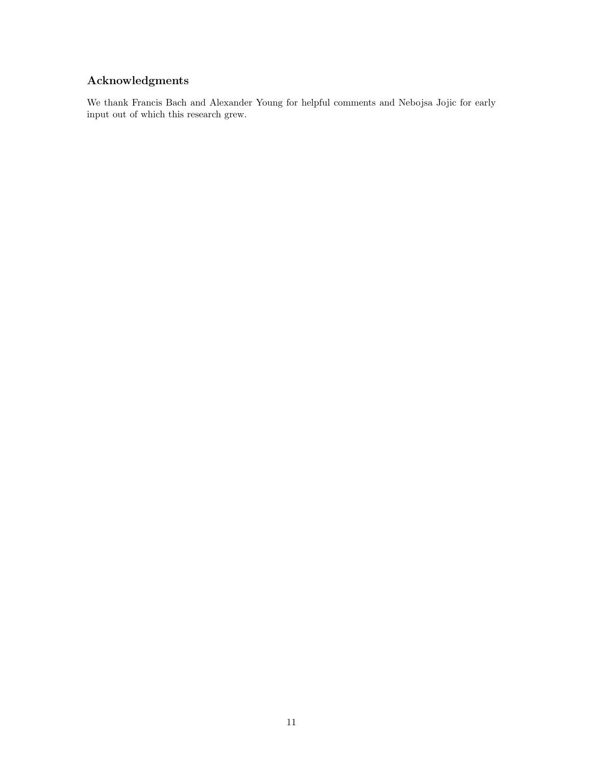## Acknowledgments

We thank Francis Bach and Alexander Young for helpful comments and Nebojsa Jojic for early input out of which this research grew.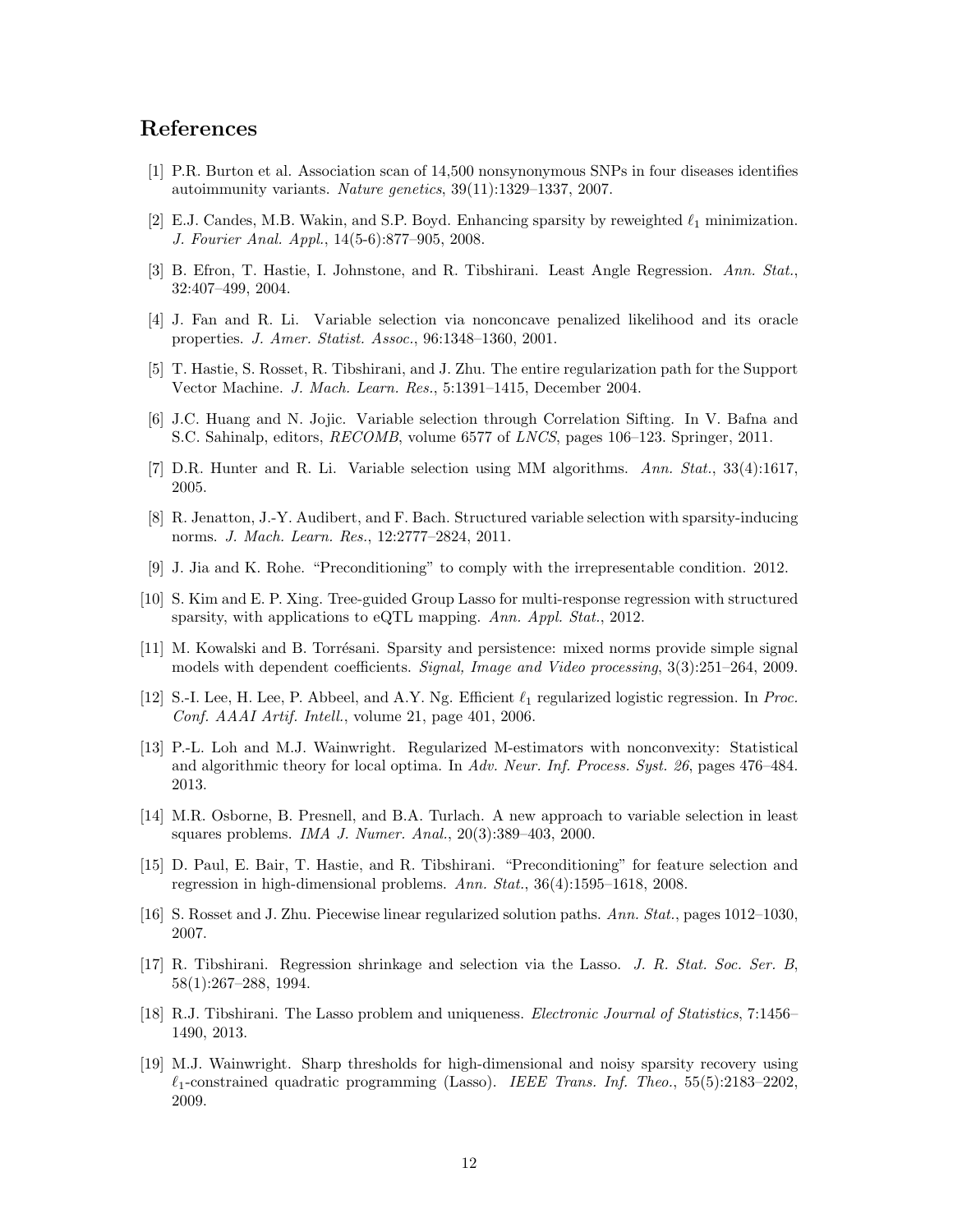## References

[1] P.R. Burton et al. Association scan of 14,500 nonsynonymous SNPs in four diseases identifies autoimmunity variants. *Nature genetics*, 39(11):1329–1337, 2007.

[2] E.J. Candes, M.B. Wakin, and S.P. Boyd. Enhancing sparsity by reweighted $\ell_1$ minimization. *J. Fourier Anal. Appl.*, 14(5-6):877–905, 2008.

[3] B. Efron, T. Hastie, I. Johnstone, and R. Tibshirani. Least Angle Regression. *Ann. Stat.*, 32:407–499, 2004.

[4] J. Fan and R. Li. Variable selection via nonconcave penalized likelihood and its oracle properties. *J. Amer. Statist. Assoc.*, 96:1348–1360, 2001.

[5] T. Hastie, S. Rosset, R. Tibshirani, and J. Zhu. The entire regularization path for the Support Vector Machine. *J. Mach. Learn. Res.*, 5:1391–1415, December 2004.

[6] J.C. Huang and N. Jojic. Variable selection through Correlation Sifting. In V. Bafna and S.C. Sahinalp, editors, *RECOMB*, volume 6577 of *LNCS*, pages 106–123. Springer, 2011.

[7] D.R. Hunter and R. Li. Variable selection using MM algorithms. *Ann. Stat.*, 33(4):1617, 2005.

[8] R. Jenatton, J.-Y. Audibert, and F. Bach. Structured variable selection with sparsity-inducing norms. *J. Mach. Learn. Res.*, 12:2777–2824, 2011.

[9] J. Jia and K. Rohe. "Preconditioning" to comply with the irrepresentable condition. 2012.

[10] S. Kim and E. P. Xing. Tree-guided Group Lasso for multi-response regression with structured sparsity, with applications to eQTL mapping. *Ann. Appl. Stat.*, 2012.

[11] M. Kowalski and B. Torrésani. Sparsity and persistence: mixed norms provide simple signal models with dependent coefficients. *Signal, Image and Video processing*, 3(3):251–264, 2009.

[12] S.-I. Lee, H. Lee, P. Abbeel, and A.Y. Ng. Efficient $\ell_1$ regularized logistic regression. In *Proc. Conf. AAAI Artif. Intell.*, volume 21, page 401, 2006.

[13] P.-L. Loh and M.J. Wainwright. Regularized M-estimators with nonconvexity: Statistical and algorithmic theory for local optima. In *Adv. Neur. Inf. Process. Syst. 26*, pages 476–484. 2013.

[14] M.R. Osborne, B. Presnell, and B.A. Turlach. A new approach to variable selection in least squares problems. *IMA J. Numer. Anal.*, 20(3):389–403, 2000.

[15] D. Paul, E. Bair, T. Hastie, and R. Tibshirani. "Preconditioning" for feature selection and regression in high-dimensional problems. *Ann. Stat.*, 36(4):1595–1618, 2008.

[16] S. Rosset and J. Zhu. Piecewise linear regularized solution paths. *Ann. Stat.*, pages 1012–1030, 2007.

[17] R. Tibshirani. Regression shrinkage and selection via the Lasso. *J. R. Stat. Soc. Ser. B*, 58(1):267–288, 1994.

[18] R.J. Tibshirani. The Lasso problem and uniqueness. *Electronic Journal of Statistics*, 7:1456–1490, 2013.

[19] M.J. Wainwright. Sharp thresholds for high-dimensional and noisy sparsity recovery using $\ell_1$-constrained quadratic programming (Lasso). *IEEE Trans. Inf. Theo.*, 55(5):2183–2202, 2009.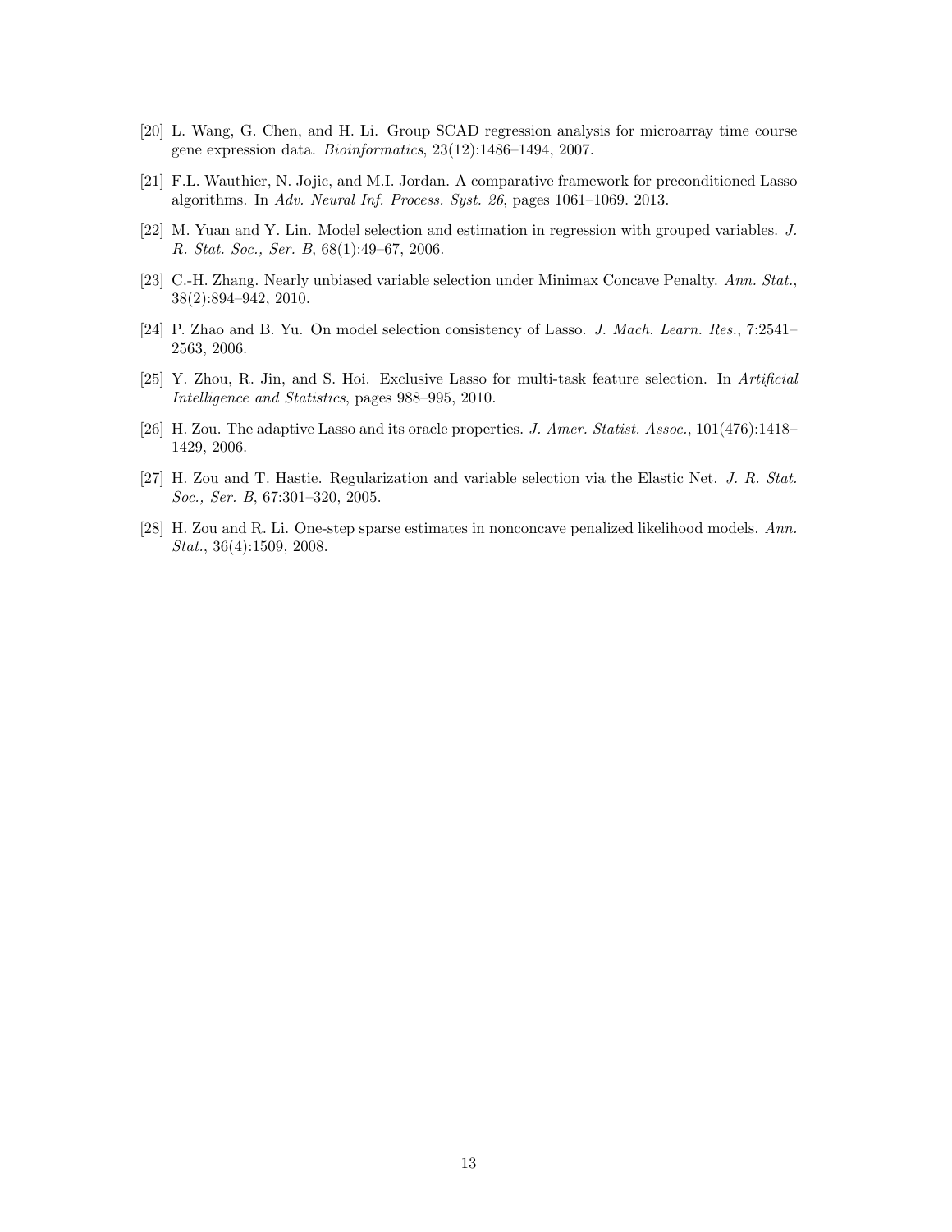[20] L. Wang, G. Chen, and H. Li. Group SCAD regression analysis for microarray time course gene expression data. *Bioinformatics*, 23(12):1486–1494, 2007.

[21] F.L. Wauthier, N. Jojic, and M.I. Jordan. A comparative framework for preconditioned Lasso algorithms. In *Adv. Neural Inf. Process. Syst. 26*, pages 1061–1069. 2013.

[22] M. Yuan and Y. Lin. Model selection and estimation in regression with grouped variables. *J. R. Stat. Soc., Ser. B*, 68(1):49–67, 2006.

[23] C.-H. Zhang. Nearly unbiased variable selection under Minimax Concave Penalty. *Ann. Stat.*, 38(2):894–942, 2010.

[24] P. Zhao and B. Yu. On model selection consistency of Lasso. *J. Mach. Learn. Res.*, 7:2541–2563, 2006.

[25] Y. Zhou, R. Jin, and S. Hoi. Exclusive Lasso for multi-task feature selection. In *Artificial Intelligence and Statistics*, pages 988–995, 2010.

[26] H. Zou. The adaptive Lasso and its oracle properties. *J. Amer. Statist. Assoc.*, 101(476):1418–1429, 2006.

[27] H. Zou and T. Hastie. Regularization and variable selection via the Elastic Net. *J. R. Stat. Soc., Ser. B*, 67:301–320, 2005.

[28] H. Zou and R. Li. One-step sparse estimates in nonconcave penalized likelihood models. *Ann. Stat.*, 36(4):1509, 2008.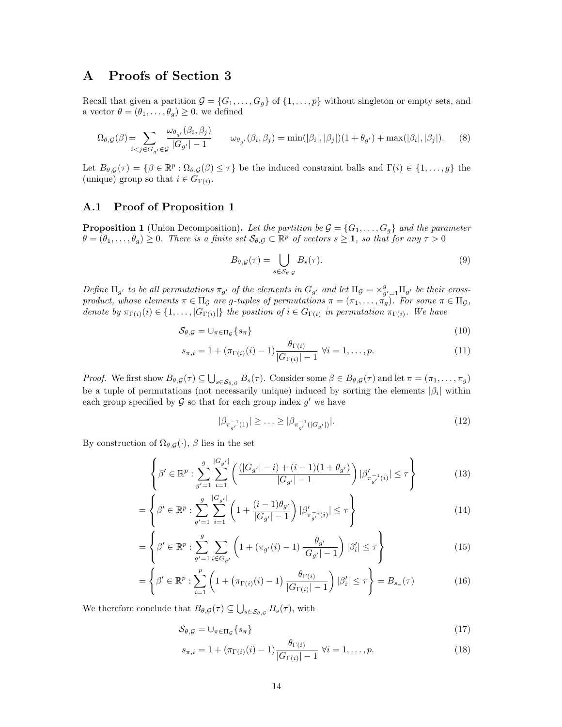# A Proofs of Section 3

Recall that given a partition $\mathcal{G} = \{G_1, \ldots, G_g\}$ of $\{1, \ldots, p\}$ without singleton or empty sets, and a vector $\theta = (\theta_1, \ldots, \theta_g) \geq 0$, we defined

$$\Omega_{\theta,\mathcal{G}}(\beta) = \sum_{i<j \in G_{g'} \in \mathcal{G}} \frac{\omega_{\theta_{g'}}(\beta_i, \beta_j)}{|G_{g'}| - 1} \qquad \omega_{\theta_{g'}}(\beta_i, \beta_j) = \min(|\beta_i|, |\beta_j|)(1 + \theta_{g'}) + \max(|\beta_i|, |\beta_j|). \tag{8}$$

Let $B_{\theta,\mathcal{G}}(\tau) = \{\beta \in \mathbb{R}^p : \Omega_{\theta,\mathcal{G}}(\beta) \leq \tau\}$ be the induced constraint balls and $\Gamma(i) \in \{1, \ldots, g\}$ the (unique) group so that $i \in G_{\Gamma(i)}$.

## A.1 Proof of Proposition 1

**Proposition 1** (Union Decomposition). *Let the partition be $\mathcal{G} = \{G_1, \ldots, G_g\}$ and the parameter $\theta = (\theta_1, \ldots, \theta_g) \geq 0$. There is a finite set $\mathcal{S}_{\theta,\mathcal{G}} \subset \mathbb{R}^p$ of vectors $s \geq \mathbf{1}$, so that for any $\tau > 0$*

$$B_{\theta,\mathcal{G}}(\tau) = \bigcup_{s \in \mathcal{S}_{\theta,\mathcal{G}}} B_s(\tau). \tag{9}$$

*Define $\Pi_{g'}$ to be all permutations $\pi_{g'}$ of the elements in $G_{g'}$ and let $\Pi_{\mathcal{G}} = \times_{g'=1}^{g} \Pi_{g'}$ be their cross-product, whose elements $\pi \in \Pi_{\mathcal{G}}$ are $g$-tuples of permutations $\pi = (\pi_1, \ldots, \pi_g)$. For some $\pi \in \Pi_{\mathcal{G}}$, denote by $\pi_{\Gamma(i)}(i) \in \{1, \ldots, |G_{\Gamma(i)}|\}$ the position of $i \in G_{\Gamma(i)}$ in permutation $\pi_{\Gamma(i)}$. We have*

$$\mathcal{S}_{\theta,\mathcal{G}} = \cup_{\pi \in \Pi_{\mathcal{G}}} \{s_\pi\} \tag{10}$$

$$s_{\pi,i} = 1 + (\pi_{\Gamma(i)}(i) - 1) \frac{\theta_{\Gamma(i)}}{|G_{\Gamma(i)}| - 1} \;\; \forall i = 1, \ldots, p. \tag{11}$$

*Proof.* We first show $B_{\theta,\mathcal{G}}(\tau) \subseteq \bigcup_{s \in \mathcal{S}_{\theta,\mathcal{G}}} B_s(\tau)$. Consider some $\beta \in B_{\theta,\mathcal{G}}(\tau)$ and let $\pi = (\pi_1, \ldots, \pi_g)$ be a tuple of permutations (not necessarily unique) induced by sorting the elements $|\beta_i|$ within each group specified by $\mathcal{G}$ so that for each group index $g'$ we have

$$|\beta_{\pi_{g'}^{-1}(1)}| \geq \ldots \geq |\beta_{\pi_{g'}^{-1}(|G_{g'}|)}|. \tag{12}$$

By construction of $\Omega_{\theta,\mathcal{G}}(\cdot)$, $\beta$ lies in the set

$$\left\{ \beta' \in \mathbb{R}^p : \sum_{g'=1}^{g} \sum_{i=1}^{|G_{g'}|} \left( \frac{(|G_{g'}| - i) + (i-1)(1 + \theta_{g'})}{|G_{g'}| - 1} \right) |\beta'_{\pi_{g'}^{-1}(i)}| \leq \tau \right\} \tag{13}$$

$$= \left\{ \beta' \in \mathbb{R}^p : \sum_{g'=1}^{g} \sum_{i=1}^{|G_{g'}|} \left( 1 + \frac{(i-1)\theta_{g'}}{|G_{g'}| - 1} \right) |\beta'_{\pi_{g'}^{-1}(i)}| \leq \tau \right\} \tag{14}$$

$$= \left\{ \beta' \in \mathbb{R}^p : \sum_{g'=1}^{g} \sum_{i \in G_{g'}} \left( 1 + (\pi_{g'}(i) - 1) \frac{\theta_{g'}}{|G_{g'}| - 1} \right) |\beta'_i| \leq \tau \right\} \tag{15}$$

$$= \left\{ \beta' \in \mathbb{R}^p : \sum_{i=1}^{p} \left( 1 + \left(\pi_{\Gamma(i)}(i) - 1\right) \frac{\theta_{\Gamma(i)}}{|G_{\Gamma(i)}| - 1} \right) |\beta'_i| \leq \tau \right\} = B_{s_\pi}(\tau) \tag{16}$$

We therefore conclude that $B_{\theta,\mathcal{G}}(\tau) \subseteq \bigcup_{s \in \mathcal{S}_{\theta,\mathcal{G}}} B_s(\tau)$, with

$$\mathcal{S}_{\theta,\mathcal{G}} = \cup_{\pi \in \Pi_{\mathcal{G}}} \{s_\pi\} \tag{17}$$

$$s_{\pi,i} = 1 + (\pi_{\Gamma(i)}(i) - 1) \frac{\theta_{\Gamma(i)}}{|G_{\Gamma(i)}| - 1} \;\; \forall i = 1, \ldots, p. \tag{18}$$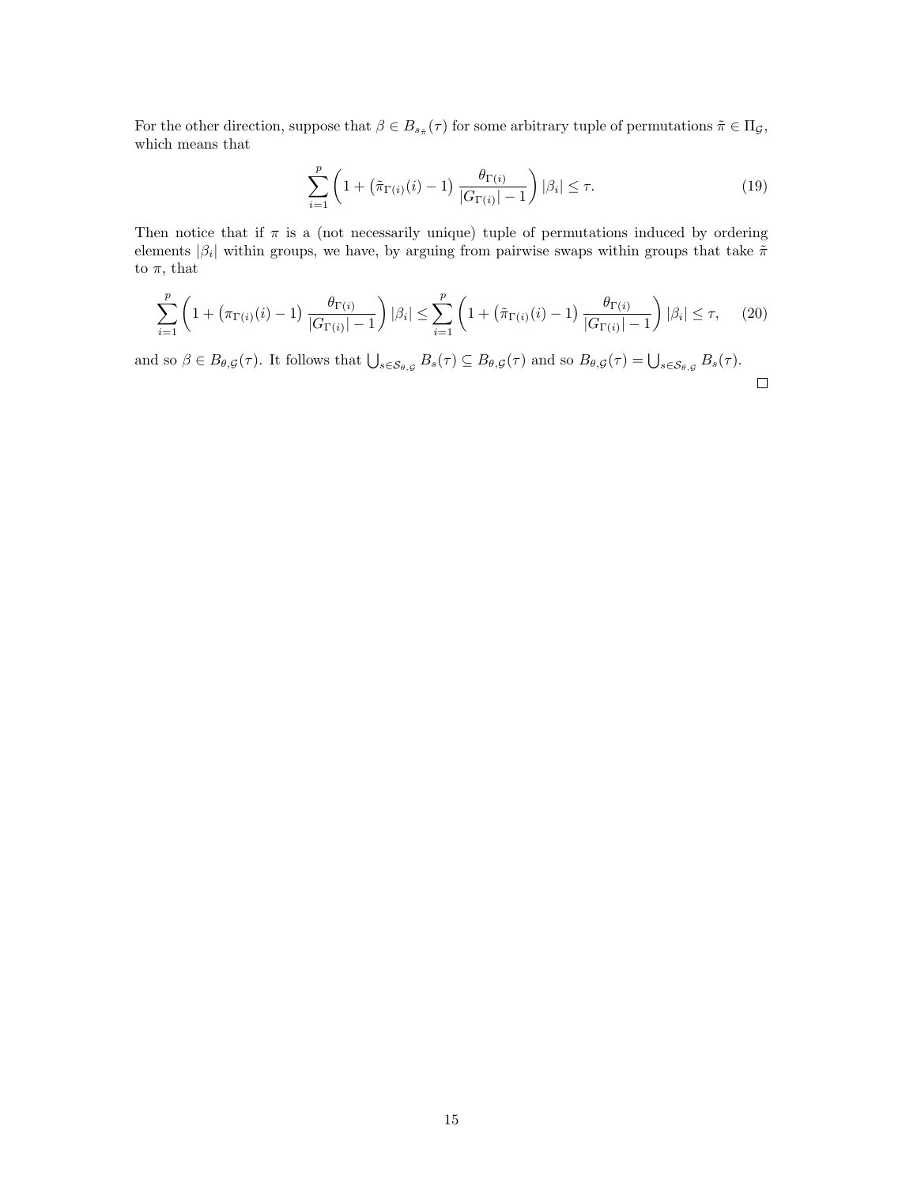For the other direction, suppose that $\beta \in B_{s_{\tilde{\pi}}}(\tau)$ for some arbitrary tuple of permutations $\tilde{\pi} \in \Pi_{\mathcal{G}}$, which means that

$$\sum_{i=1}^{p} \left(1 + \left(\tilde{\pi}_{\Gamma(i)}(i) - 1\right) \frac{\theta_{\Gamma(i)}}{|G_{\Gamma(i)}| - 1}\right) |\beta_i| \leq \tau. \tag{19}$$

Then notice that if $\pi$ is a (not necessarily unique) tuple of permutations induced by ordering elements $|\beta_i|$ within groups, we have, by arguing from pairwise swaps within groups that take $\tilde{\pi}$ to $\pi$, that

$$\sum_{i=1}^{p} \left(1 + \left(\pi_{\Gamma(i)}(i) - 1\right) \frac{\theta_{\Gamma(i)}}{|G_{\Gamma(i)}| - 1}\right) |\beta_i| \leq \sum_{i=1}^{p} \left(1 + \left(\tilde{\pi}_{\Gamma(i)}(i) - 1\right) \frac{\theta_{\Gamma(i)}}{|G_{\Gamma(i)}| - 1}\right) |\beta_i| \leq \tau, \tag{20}$$

and so $\beta \in B_{\theta,\mathcal{G}}(\tau)$. It follows that $\bigcup_{s \in \mathcal{S}_{\theta,\mathcal{G}}} B_s(\tau) \subseteq B_{\theta,\mathcal{G}}(\tau)$ and so $B_{\theta,\mathcal{G}}(\tau) = \bigcup_{s \in \mathcal{S}_{\theta,\mathcal{G}}} B_s(\tau)$.

□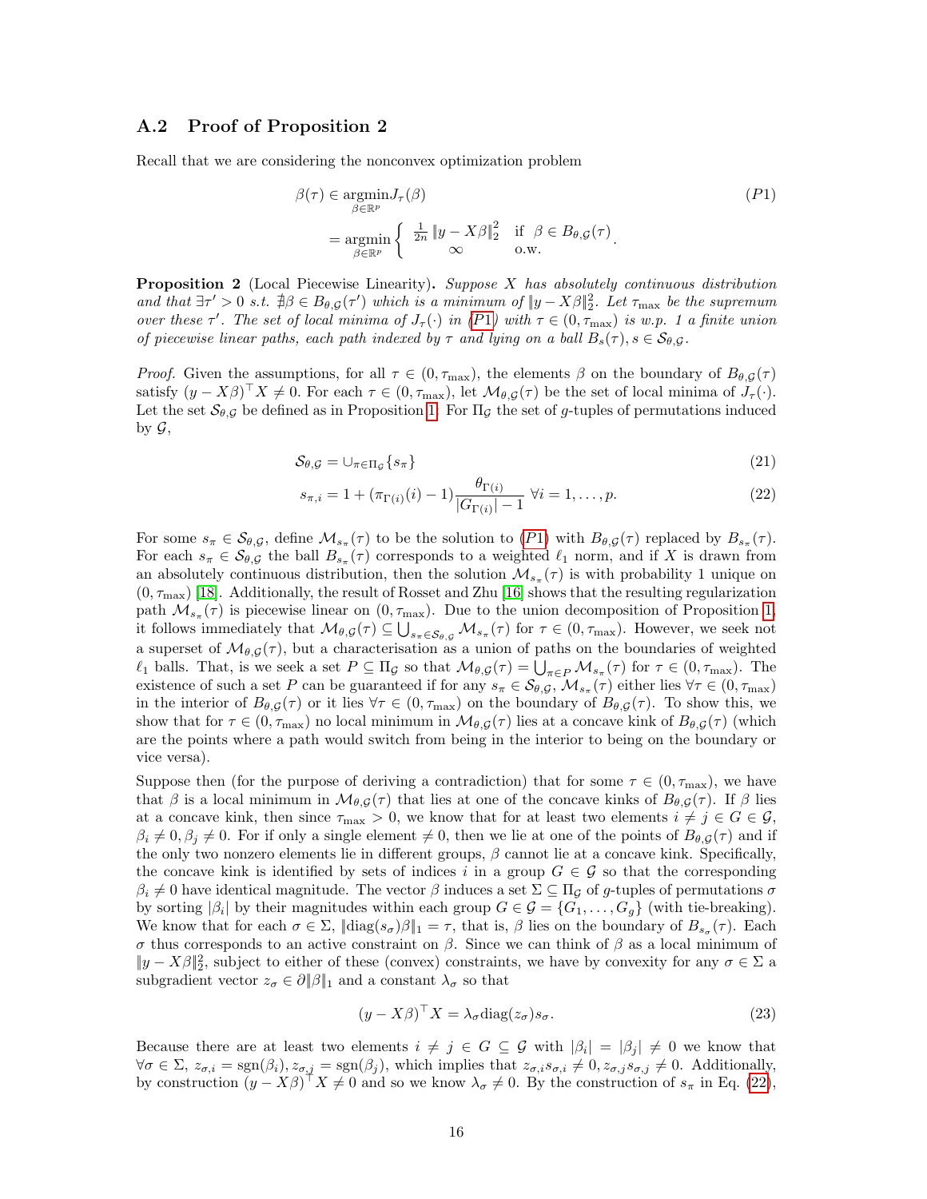## A.2 Proof of Proposition 2

Recall that we are considering the nonconvex optimization problem

$$\beta(\tau) \in \underset{\beta\in\mathbb{R}^p}{\operatorname{argmin}} J_\tau(\beta) \tag{P1}$$

$$= \underset{\beta\in\mathbb{R}^p}{\operatorname{argmin}} \begin{cases} \frac{1}{2n}\|y - X\beta\|_2^2 & \text{if } \beta \in B_{\theta,\mathcal{G}}(\tau) \\ \infty & \text{o.w.} \end{cases}.$$

**Proposition 2** (Local Piecewise Linearity)**.** *Suppose $X$ has absolutely continuous distribution and that $\exists \tau' > 0$ s.t. $\nexists \beta \in B_{\theta,\mathcal{G}}(\tau')$ which is a minimum of $\|y - X\beta\|_2^2$. Let $\tau_{\max}$ be the supremum over these $\tau'$. The set of local minima of $J_\tau(\cdot)$ in (P1) with $\tau \in (0, \tau_{\max})$ is w.p. 1 a finite union of piecewise linear paths, each path indexed by $\tau$ and lying on a ball $B_s(\tau), s \in \mathcal{S}_{\theta,\mathcal{G}}$.*

*Proof.* Given the assumptions, for all $\tau \in (0, \tau_{\max})$, the elements $\beta$ on the boundary of $B_{\theta,\mathcal{G}}(\tau)$ satisfy $(y - X\beta)^\top X \neq 0$. For each $\tau \in (0, \tau_{\max})$, let $\mathcal{M}_{\theta,\mathcal{G}}(\tau)$ be the set of local minima of $J_\tau(\cdot)$. Let the set $\mathcal{S}_{\theta,\mathcal{G}}$ be defined as in Proposition 1. For $\Pi_\mathcal{G}$ the set of $g$-tuples of permutations induced by $\mathcal{G}$,

$$\mathcal{S}_{\theta,\mathcal{G}} = \cup_{\pi\in\Pi_\mathcal{G}}\{s_\pi\} \tag{21}$$

$$s_{\pi,i} = 1 + (\pi_{\Gamma(i)}(i) - 1)\frac{\theta_{\Gamma(i)}}{|G_{\Gamma(i)}| - 1} \;\forall i = 1, \dots, p. \tag{22}$$

For some $s_\pi \in \mathcal{S}_{\theta,\mathcal{G}}$, define $\mathcal{M}_{s_\pi}(\tau)$ to be the solution to (P1) with $B_{\theta,\mathcal{G}}(\tau)$ replaced by $B_{s_\pi}(\tau)$. For each $s_\pi \in \mathcal{S}_{\theta,\mathcal{G}}$ the ball $B_{s_\pi}(\tau)$ corresponds to a weighted $\ell_1$ norm, and if $X$ is drawn from an absolutely continuous distribution, then the solution $\mathcal{M}_{s_\pi}(\tau)$ is with probability 1 unique on $(0, \tau_{\max})$ [18]. Additionally, the result of Rosset and Zhu [16] shows that the resulting regularization path $\mathcal{M}_{s_\pi}(\tau)$ is piecewise linear on $(0, \tau_{\max})$. Due to the union decomposition of Proposition 1, it follows immediately that $\mathcal{M}_{\theta,\mathcal{G}}(\tau) \subseteq \bigcup_{s_\pi\in\mathcal{S}_{\theta,\mathcal{G}}} \mathcal{M}_{s_\pi}(\tau)$ for $\tau \in (0, \tau_{\max})$. However, we seek not a superset of $\mathcal{M}_{\theta,\mathcal{G}}(\tau)$, but a characterisation as a union of paths on the boundaries of weighted $\ell_1$ balls. That, is we seek a set $P \subseteq \Pi_\mathcal{G}$ so that $\mathcal{M}_{\theta,\mathcal{G}}(\tau) = \bigcup_{\pi\in P} \mathcal{M}_{s_\pi}(\tau)$ for $\tau \in (0, \tau_{\max})$. The existence of such a set $P$ can be guaranteed if for any $s_\pi \in \mathcal{S}_{\theta,\mathcal{G}}$, $\mathcal{M}_{s_\pi}(\tau)$ either lies $\forall \tau \in (0, \tau_{\max})$ in the interior of $B_{\theta,\mathcal{G}}(\tau)$ or it lies $\forall \tau \in (0, \tau_{\max})$ on the boundary of $B_{\theta,\mathcal{G}}(\tau)$. To show this, we show that for $\tau \in (0, \tau_{\max})$ no local minimum in $\mathcal{M}_{\theta,\mathcal{G}}(\tau)$ lies at a concave kink of $B_{\theta,\mathcal{G}}(\tau)$ (which are the points where a path would switch from being in the interior to being on the boundary or vice versa).

Suppose then (for the purpose of deriving a contradiction) that for some $\tau \in (0, \tau_{\max})$, we have that $\beta$ is a local minimum in $\mathcal{M}_{\theta,\mathcal{G}}(\tau)$ that lies at one of the concave kinks of $B_{\theta,\mathcal{G}}(\tau)$. If $\beta$ lies at a concave kink, then since $\tau_{\max} > 0$, we know that for at least two elements $i \neq j \in G \in \mathcal{G}$, $\beta_i \neq 0, \beta_j \neq 0$. For if only a single element $\neq 0$, then we lie at one of the points of $B_{\theta,\mathcal{G}}(\tau)$ and if the only two nonzero elements lie in different groups, $\beta$ cannot lie at a concave kink. Specifically, the concave kink is identified by sets of indices $i$ in a group $G \in \mathcal{G}$ so that the corresponding $\beta_i \neq 0$ have identical magnitude. The vector $\beta$ induces a set $\Sigma \subseteq \Pi_\mathcal{G}$ of $g$-tuples of permutations $\sigma$ by sorting $|\beta_i|$ by their magnitudes within each group $G \in \mathcal{G} = \{G_1, \dots, G_g\}$ (with tie-breaking). We know that for each $\sigma \in \Sigma$, $\|\text{diag}(s_\sigma)\beta\|_1 = \tau$, that is, $\beta$ lies on the boundary of $B_{s_\sigma}(\tau)$. Each $\sigma$ thus corresponds to an active constraint on $\beta$. Since we can think of $\beta$ as a local minimum of $\|y - X\beta\|_2^2$, subject to either of these (convex) constraints, we have by convexity for any $\sigma \in \Sigma$ a subgradient vector $z_\sigma \in \partial\|\beta\|_1$ and a constant $\lambda_\sigma$ so that

$$(y - X\beta)^\top X = \lambda_\sigma \text{diag}(z_\sigma)s_\sigma. \tag{23}$$

Because there are at least two elements $i \neq j \in G \subseteq \mathcal{G}$ with $|\beta_i| = |\beta_j| \neq 0$ we know that $\forall \sigma \in \Sigma$, $z_{\sigma,i} = \text{sgn}(\beta_i), z_{\sigma,j} = \text{sgn}(\beta_j)$, which implies that $z_{\sigma,i}s_{\sigma,i} \neq 0, z_{\sigma,j}s_{\sigma,j} \neq 0$. Additionally, by construction $(y - X\beta)^\top X \neq 0$ and so we know $\lambda_\sigma \neq 0$. By the construction of $s_\pi$ in Eq. (22),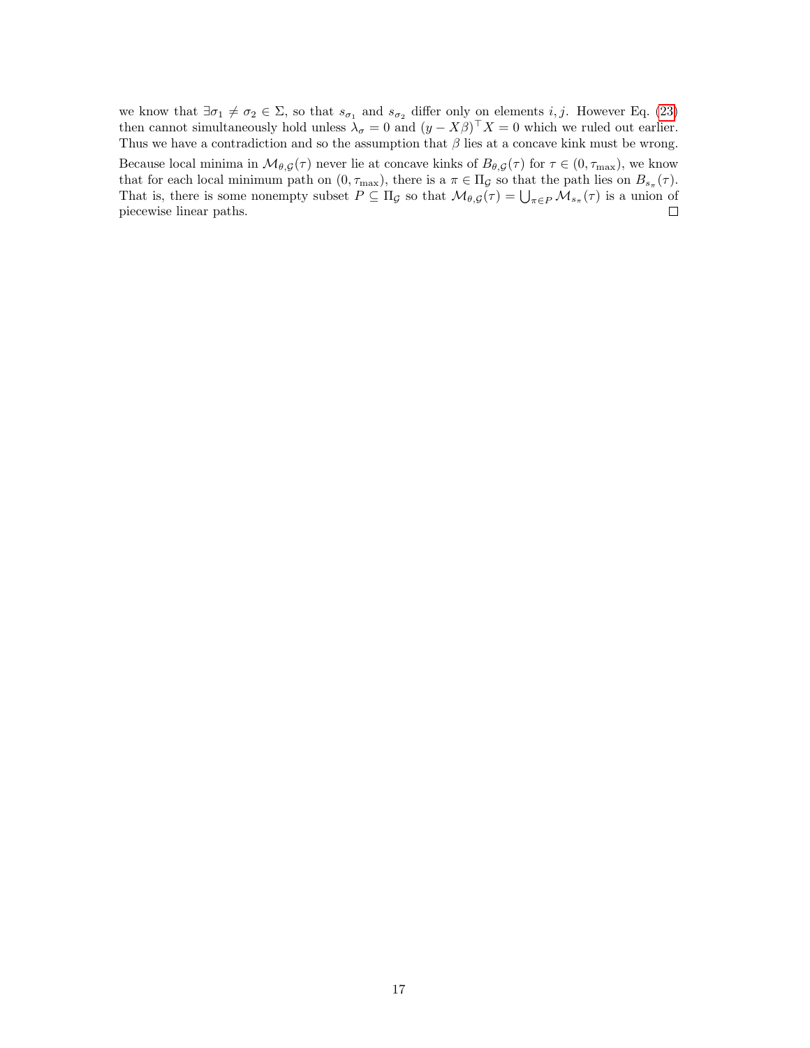we know that $\exists \sigma_1 \neq \sigma_2 \in \Sigma$, so that $s_{\sigma_1}$ and $s_{\sigma_2}$ differ only on elements $i, j$. However Eq. (23) then cannot simultaneously hold unless $\lambda_\sigma = 0$ and $(y - X\beta)^\top X = 0$ which we ruled out earlier. Thus we have a contradiction and so the assumption that $\beta$ lies at a concave kink must be wrong.

Because local minima in $\mathcal{M}_{\theta,\mathcal{G}}(\tau)$ never lie at concave kinks of $B_{\theta,\mathcal{G}}(\tau)$ for $\tau \in (0, \tau_{\max})$, we know that for each local minimum path on $(0, \tau_{\max})$, there is a $\pi \in \Pi_\mathcal{G}$ so that the path lies on $B_{s_\pi}(\tau)$. That is, there is some nonempty subset $P \subseteq \Pi_\mathcal{G}$ so that $\mathcal{M}_{\theta,\mathcal{G}}(\tau) = \bigcup_{\pi \in P} \mathcal{M}_{s_\pi}(\tau)$ is a union of piecewise linear paths. $\square$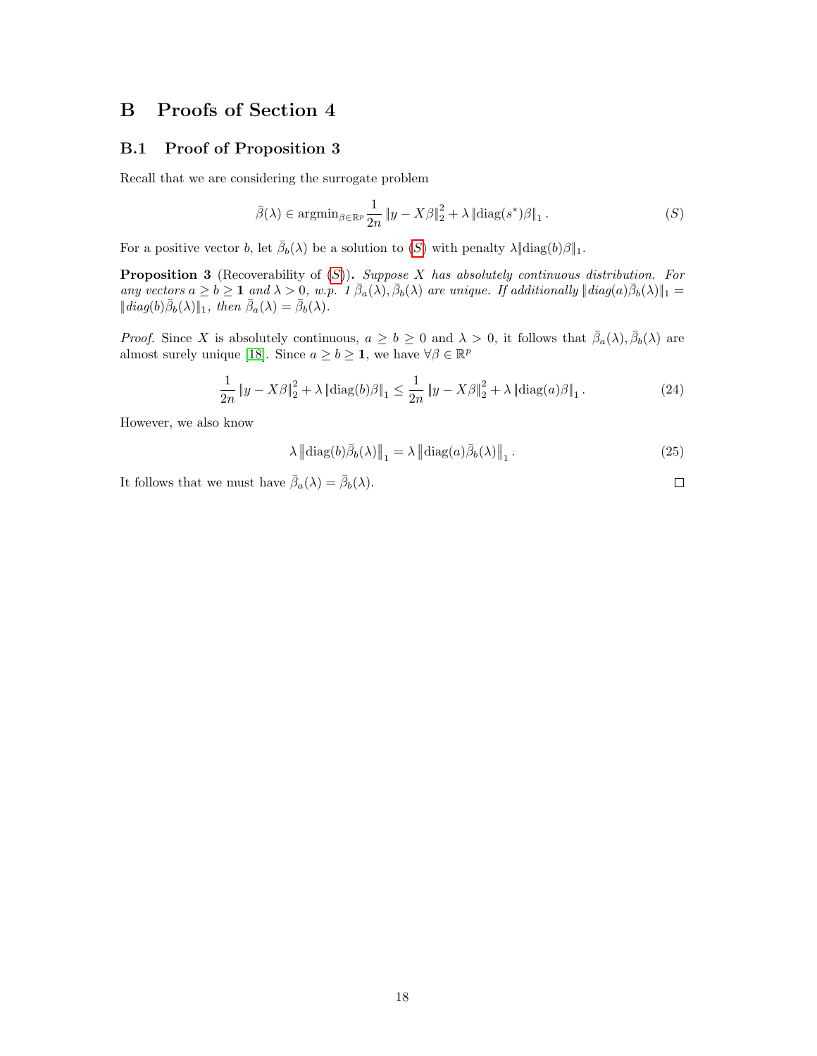# B Proofs of Section 4

## B.1 Proof of Proposition 3

Recall that we are considering the surrogate problem

$$\bar{\beta}(\lambda) \in \operatorname{argmin}_{\beta \in \mathbb{R}^p} \frac{1}{2n} \|y - X\beta\|_2^2 + \lambda \|\operatorname{diag}(s^*)\beta\|_1 . \tag{S}$$

For a positive vector $b$, let $\bar{\beta}_b(\lambda)$ be a solution to (S) with penalty $\lambda \|\operatorname{diag}(b)\beta\|_1$.

**Proposition 3** (Recoverability of (S))**.** *Suppose $X$ has absolutely continuous distribution. For any vectors $a \geq b \geq \mathbf{1}$ and $\lambda > 0$, w.p. 1 $\bar{\beta}_a(\lambda), \bar{\beta}_b(\lambda)$ are unique. If additionally $\|diag(a)\bar{\beta}_b(\lambda)\|_1 = \|diag(b)\bar{\beta}_b(\lambda)\|_1$, then $\bar{\beta}_a(\lambda) = \bar{\beta}_b(\lambda)$.*

*Proof.* Since $X$ is absolutely continuous, $a \geq b \geq 0$ and $\lambda > 0$, it follows that $\bar{\beta}_a(\lambda), \bar{\beta}_b(\lambda)$ are almost surely unique [18]. Since $a \geq b \geq \mathbf{1}$, we have $\forall \beta \in \mathbb{R}^p$

$$\frac{1}{2n} \|y - X\beta\|_2^2 + \lambda \|\operatorname{diag}(b)\beta\|_1 \leq \frac{1}{2n} \|y - X\beta\|_2^2 + \lambda \|\operatorname{diag}(a)\beta\|_1 . \tag{24}$$

However, we also know

$$\lambda \left\|\operatorname{diag}(b)\bar{\beta}_b(\lambda)\right\|_1 = \lambda \left\|\operatorname{diag}(a)\bar{\beta}_b(\lambda)\right\|_1 . \tag{25}$$

It follows that we must have $\bar{\beta}_a(\lambda) = \bar{\beta}_b(\lambda)$. $\square$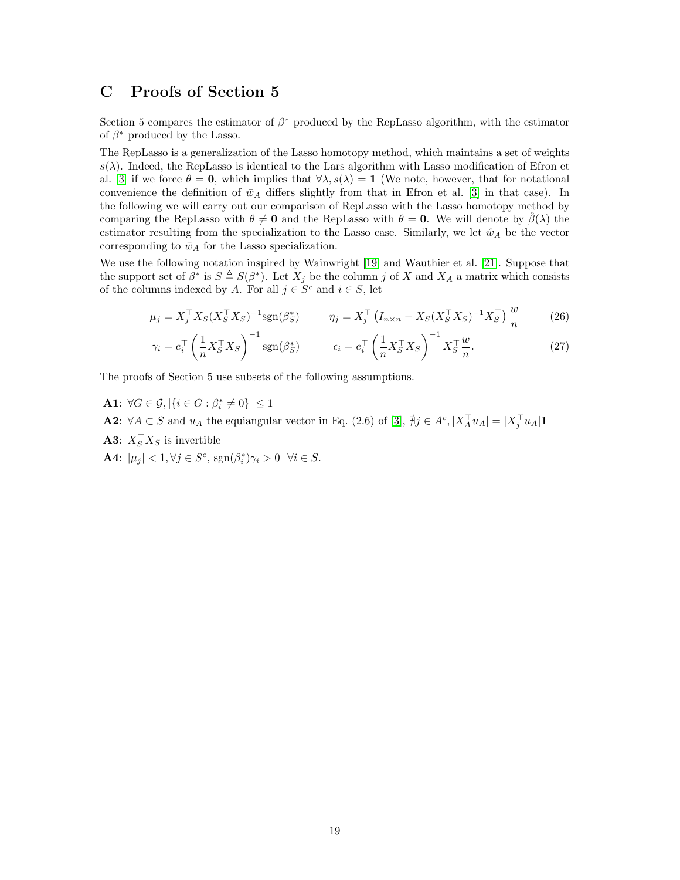# C Proofs of Section 5

Section 5 compares the estimator of $\beta^*$ produced by the RepLasso algorithm, with the estimator of $\beta^*$ produced by the Lasso.

The RepLasso is a generalization of the Lasso homotopy method, which maintains a set of weights $s(\lambda)$. Indeed, the RepLasso is identical to the Lars algorithm with Lasso modification of Efron et al. [3] if we force $\theta = \mathbf{0}$, which implies that $\forall \lambda, s(\lambda) = \mathbf{1}$ (We note, however, that for notational convenience the definition of $\bar{w}_A$ differs slightly from that in Efron et al. [3] in that case). In the following we will carry out our comparison of RepLasso with the Lasso homotopy method by comparing the RepLasso with $\theta \neq \mathbf{0}$ and the RepLasso with $\theta = \mathbf{0}$. We will denote by $\hat{\beta}(\lambda)$ the estimator resulting from the specialization to the Lasso case. Similarly, we let $\hat{w}_A$ be the vector corresponding to $\bar{w}_A$ for the Lasso specialization.

We use the following notation inspired by Wainwright [19] and Wauthier et al. [21]. Suppose that the support set of $\beta^*$ is $S \triangleq S(\beta^*)$. Let $X_j$ be the column $j$ of $X$ and $X_A$ a matrix which consists of the columns indexed by $A$. For all $j \in S^c$ and $i \in S$, let

$$\mu_j = X_j^\top X_S (X_S^\top X_S)^{-1} \text{sgn}(\beta_S^*) \qquad \eta_j = X_j^\top \left( I_{n \times n} - X_S (X_S^\top X_S)^{-1} X_S^\top \right) \frac{w}{n} \tag{26}$$

$$\gamma_i = e_i^\top \left( \frac{1}{n} X_S^\top X_S \right)^{-1} \text{sgn}(\beta_S^*) \qquad \epsilon_i = e_i^\top \left( \frac{1}{n} X_S^\top X_S \right)^{-1} X_S^\top \frac{w}{n}. \tag{27}$$

The proofs of Section 5 use subsets of the following assumptions.

**A1**: $\forall G \in \mathcal{G}, |\{i \in G : \beta_i^* \neq 0\}| \leq 1$

**A2**: $\forall A \subset S$ and $u_A$ the equiangular vector in Eq. (2.6) of [3], $\nexists j \in A^c, |X_A^\top u_A| = |X_j^\top u_A| \mathbf{1}$

**A3**: $X_S^\top X_S$ is invertible

**A4**: $|\mu_j| < 1, \forall j \in S^c$, $\text{sgn}(\beta_i^*)\gamma_i > 0 \;\; \forall i \in S$.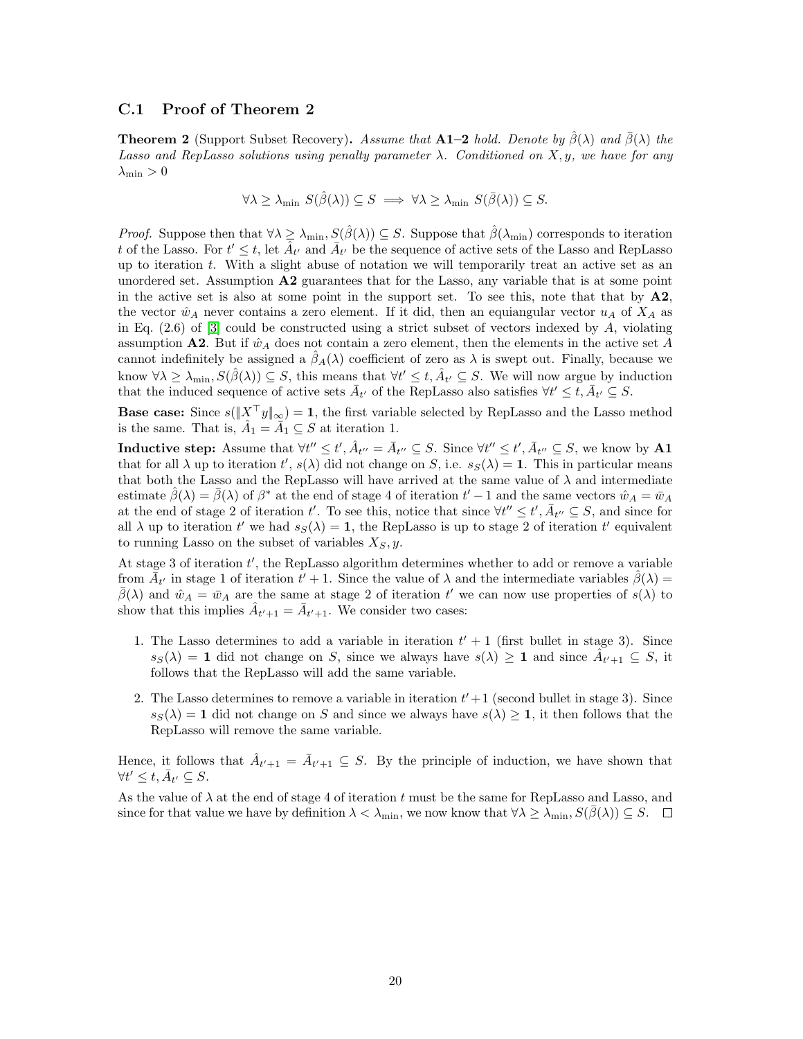### C.1 Proof of Theorem 2

**Theorem 2** (Support Subset Recovery)**.** *Assume that* **A1–2** *hold. Denote by* $\hat{\beta}(\lambda)$ *and* $\bar{\beta}(\lambda)$ *the Lasso and RepLasso solutions using penalty parameter* $\lambda$*. Conditioned on* $X, y$*, we have for any* $\lambda_{\min} > 0$

$$\forall \lambda \geq \lambda_{\min}\ S(\hat{\beta}(\lambda)) \subseteq S \implies \forall \lambda \geq \lambda_{\min}\ S(\bar{\beta}(\lambda)) \subseteq S.$$

*Proof.* Suppose then that $\forall \lambda \geq \lambda_{\min}, S(\hat{\beta}(\lambda)) \subseteq S$. Suppose that $\hat{\beta}(\lambda_{\min})$ corresponds to iteration $t$ of the Lasso. For $t' \leq t$, let $\hat{A}_{t'}$ and $\bar{A}_{t'}$ be the sequence of active sets of the Lasso and RepLasso up to iteration $t$. With a slight abuse of notation we will temporarily treat an active set as an unordered set. Assumption **A2** guarantees that for the Lasso, any variable that is at some point in the active set is also at some point in the support set. To see this, note that that by **A2**, the vector $\hat{w}_A$ never contains a zero element. If it did, then an equiangular vector $u_A$ of $X_A$ as in Eq. (2.6) of [3] could be constructed using a strict subset of vectors indexed by $A$, violating assumption **A2**. But if $\hat{w}_A$ does not contain a zero element, then the elements in the active set $A$ cannot indefinitely be assigned a $\hat{\beta}_A(\lambda)$ coefficient of zero as $\lambda$ is swept out. Finally, because we know $\forall \lambda \geq \lambda_{\min}, S(\hat{\beta}(\lambda)) \subseteq S$, this means that $\forall t' \leq t, \hat{A}_{t'} \subseteq S$. We will now argue by induction that the induced sequence of active sets $\bar{A}_{t'}$ of the RepLasso also satisfies $\forall t' \leq t, \bar{A}_{t'} \subseteq S$.

**Base case:** Since $s(\|X^\top y\|_\infty) = \mathbf{1}$, the first variable selected by RepLasso and the Lasso method is the same. That is, $\hat{A}_1 = \bar{A}_1 \subseteq S$ at iteration 1.

**Inductive step:** Assume that $\forall t'' \leq t', \hat{A}_{t''} = \bar{A}_{t''} \subseteq S$. Since $\forall t'' \leq t', \bar{A}_{t''} \subseteq S$, we know by **A1** that for all $\lambda$ up to iteration $t'$, $s(\lambda)$ did not change on $S$, i.e. $s_S(\lambda) = \mathbf{1}$. This in particular means that both the Lasso and the RepLasso will have arrived at the same value of $\lambda$ and intermediate estimate $\hat{\beta}(\lambda) = \bar{\beta}(\lambda)$ of $\beta^*$ at the end of stage 4 of iteration $t' - 1$ and the same vectors $\hat{w}_A = \bar{w}_A$ at the end of stage 2 of iteration $t'$. To see this, notice that since $\forall t'' \leq t', \bar{A}_{t''} \subseteq S$, and since for all $\lambda$ up to iteration $t'$ we had $s_S(\lambda) = \mathbf{1}$, the RepLasso is up to stage 2 of iteration $t'$ equivalent to running Lasso on the subset of variables $X_S, y$.

At stage 3 of iteration $t'$, the RepLasso algorithm determines whether to add or remove a variable from $\bar{A}_{t'}$ in stage 1 of iteration $t' + 1$. Since the value of $\lambda$ and the intermediate variables $\hat{\beta}(\lambda) = \bar{\beta}(\lambda)$ and $\hat{w}_A = \bar{w}_A$ are the same at stage 2 of iteration $t'$ we can now use properties of $s(\lambda)$ to show that this implies $\hat{A}_{t'+1} = \bar{A}_{t'+1}$. We consider two cases:

1. The Lasso determines to add a variable in iteration $t' + 1$ (first bullet in stage 3). Since $s_S(\lambda) = \mathbf{1}$ did not change on $S$, since we always have $s(\lambda) \geq \mathbf{1}$ and since $\hat{A}_{t'+1} \subseteq S$, it follows that the RepLasso will add the same variable.
2. The Lasso determines to remove a variable in iteration $t' + 1$ (second bullet in stage 3). Since $s_S(\lambda) = \mathbf{1}$ did not change on $S$ and since we always have $s(\lambda) \geq \mathbf{1}$, it then follows that the RepLasso will remove the same variable.

Hence, it follows that $\hat{A}_{t'+1} = \bar{A}_{t'+1} \subseteq S$. By the principle of induction, we have shown that $\forall t' \leq t, \bar{A}_{t'} \subseteq S$.

As the value of $\lambda$ at the end of stage 4 of iteration $t$ must be the same for RepLasso and Lasso, and since for that value we have by definition $\lambda < \lambda_{\min}$, we now know that $\forall \lambda \geq \lambda_{\min}, S(\bar{\beta}(\lambda)) \subseteq S$. ◻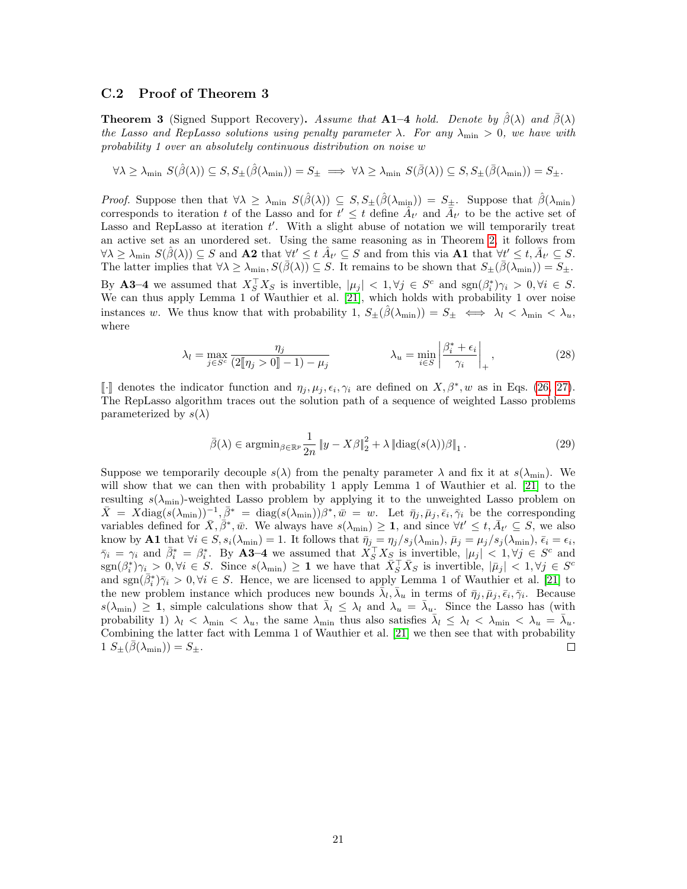### C.2 Proof of Theorem 3

**Theorem 3** (Signed Support Recovery)**.** *Assume that* **A1**–**4** *hold. Denote by* $\hat{\beta}(\lambda)$ *and* $\bar{\beta}(\lambda)$ *the Lasso and RepLasso solutions using penalty parameter* $\lambda$*. For any* $\lambda_{\min} > 0$*, we have with probability 1 over an absolutely continuous distribution on noise* $w$

$$\forall \lambda \geq \lambda_{\min}\; S(\hat{\beta}(\lambda)) \subseteq S, S_{\pm}(\hat{\beta}(\lambda_{\min})) = S_{\pm} \implies \forall \lambda \geq \lambda_{\min}\; S(\bar{\beta}(\lambda)) \subseteq S, S_{\pm}(\bar{\beta}(\lambda_{\min})) = S_{\pm}.$$

*Proof.* Suppose then that $\forall \lambda \geq \lambda_{\min}\; S(\hat{\beta}(\lambda)) \subseteq S, S_{\pm}(\hat{\beta}(\lambda_{\min})) = S_{\pm}$. Suppose that $\hat{\beta}(\lambda_{\min})$ corresponds to iteration $t$ of the Lasso and for $t' \leq t$ define $\hat{A}_{t'}$ and $\bar{A}_{t'}$ to be the active set of Lasso and RepLasso at iteration $t'$. With a slight abuse of notation we will temporarily treat an active set as an unordered set. Using the same reasoning as in Theorem 2, it follows from $\forall \lambda \geq \lambda_{\min}\; S(\hat{\beta}(\lambda)) \subseteq S$ and **A2** that $\forall t' \leq t\; \hat{A}_{t'} \subseteq S$ and from this via **A1** that $\forall t' \leq t, \bar{A}_{t'} \subseteq S$. The latter implies that $\forall \lambda \geq \lambda_{\min}, S(\bar{\beta}(\lambda)) \subseteq S$. It remains to be shown that $S_{\pm}(\bar{\beta}(\lambda_{\min})) = S_{\pm}$. By **A3**–**4** we assumed that $X_S^\top X_S$ is invertible, $|\mu_j| < 1, \forall j \in S^c$ and $\text{sgn}(\beta_i^*)\gamma_i > 0, \forall i \in S$. We can thus apply Lemma 1 of Wauthier et al. [21], which holds with probability 1 over noise instances $w$. We thus know that with probability 1, $S_{\pm}(\hat{\beta}(\lambda_{\min})) = S_{\pm} \iff \lambda_l < \lambda_{\min} < \lambda_u$, where

$$\lambda_l = \max_{j \in S^c} \frac{\eta_j}{(2[\![\eta_j > 0]\!] - 1) - \mu_j} \qquad\qquad \lambda_u = \min_{i \in S} \left| \frac{\beta_i^* + \epsilon_i}{\gamma_i} \right|_+, \tag{28}$$

$[\![\cdot]\!]$ denotes the indicator function and $\eta_j, \mu_j, \epsilon_i, \gamma_i$ are defined on $X, \beta^*, w$ as in Eqs. (26, 27). The RepLasso algorithm traces out the solution path of a sequence of weighted Lasso problems parameterized by $s(\lambda)$

$$\bar{\beta}(\lambda) \in \text{argmin}_{\beta \in \mathbb{R}^p} \frac{1}{2n} \|y - X\beta\|_2^2 + \lambda \|\text{diag}(s(\lambda))\beta\|_1 . \tag{29}$$

Suppose we temporarily decouple $s(\lambda)$ from the penalty parameter $\lambda$ and fix it at $s(\lambda_{\min})$. We will show that we can then with probability 1 apply Lemma 1 of Wauthier et al. [21] to the resulting $s(\lambda_{\min})$-weighted Lasso problem by applying it to the unweighted Lasso problem on $\bar{X} = X\text{diag}(s(\lambda_{\min}))^{-1}, \bar{\beta}^* = \text{diag}(s(\lambda_{\min}))\beta^*, \bar{w} = w$. Let $\bar{\eta}_j, \bar{\mu}_j, \bar{\epsilon}_i, \bar{\gamma}_i$ be the corresponding variables defined for $\bar{X}, \bar{\beta}^*, \bar{w}$. We always have $s(\lambda_{\min}) \geq \mathbf{1}$, and since $\forall t' \leq t, \bar{A}_{t'} \subseteq S$, we also know by **A1** that $\forall i \in S, s_i(\lambda_{\min}) = 1$. It follows that $\bar{\eta}_j = \eta_j / s_j(\lambda_{\min})$, $\bar{\mu}_j = \mu_j / s_j(\lambda_{\min})$, $\bar{\epsilon}_i = \epsilon_i$, $\bar{\gamma}_i = \gamma_i$ and $\bar{\beta}_i^* = \beta_i^*$. By **A3**–**4** we assumed that $X_S^\top X_S$ is invertible, $|\mu_j| < 1, \forall j \in S^c$ and $\text{sgn}(\beta_i^*)\gamma_i > 0, \forall i \in S$. Since $s(\lambda_{\min}) \geq \mathbf{1}$ we have that $\bar{X}_S^\top \bar{X}_S$ is invertible, $|\bar{\mu}_j| < 1, \forall j \in S^c$ and $\text{sgn}(\bar{\beta}_i^*)\bar{\gamma}_i > 0, \forall i \in S$. Hence, we are licensed to apply Lemma 1 of Wauthier et al. [21] to the new problem instance which produces new bounds $\bar{\lambda}_l, \bar{\lambda}_u$ in terms of $\bar{\eta}_j, \bar{\mu}_j, \bar{\epsilon}_i, \bar{\gamma}_i$. Because $s(\lambda_{\min}) \geq \mathbf{1}$, simple calculations show that $\bar{\lambda}_l \leq \lambda_l$ and $\lambda_u = \bar{\lambda}_u$. Since the Lasso has (with probability 1) $\lambda_l < \lambda_{\min} < \lambda_u$, the same $\lambda_{\min}$ thus also satisfies $\bar{\lambda}_l \leq \lambda_l < \lambda_{\min} < \lambda_u = \bar{\lambda}_u$. Combining the latter fact with Lemma 1 of Wauthier et al. [21] we then see that with probability 1 $S_{\pm}(\bar{\beta}(\lambda_{\min})) = S_{\pm}$. ∎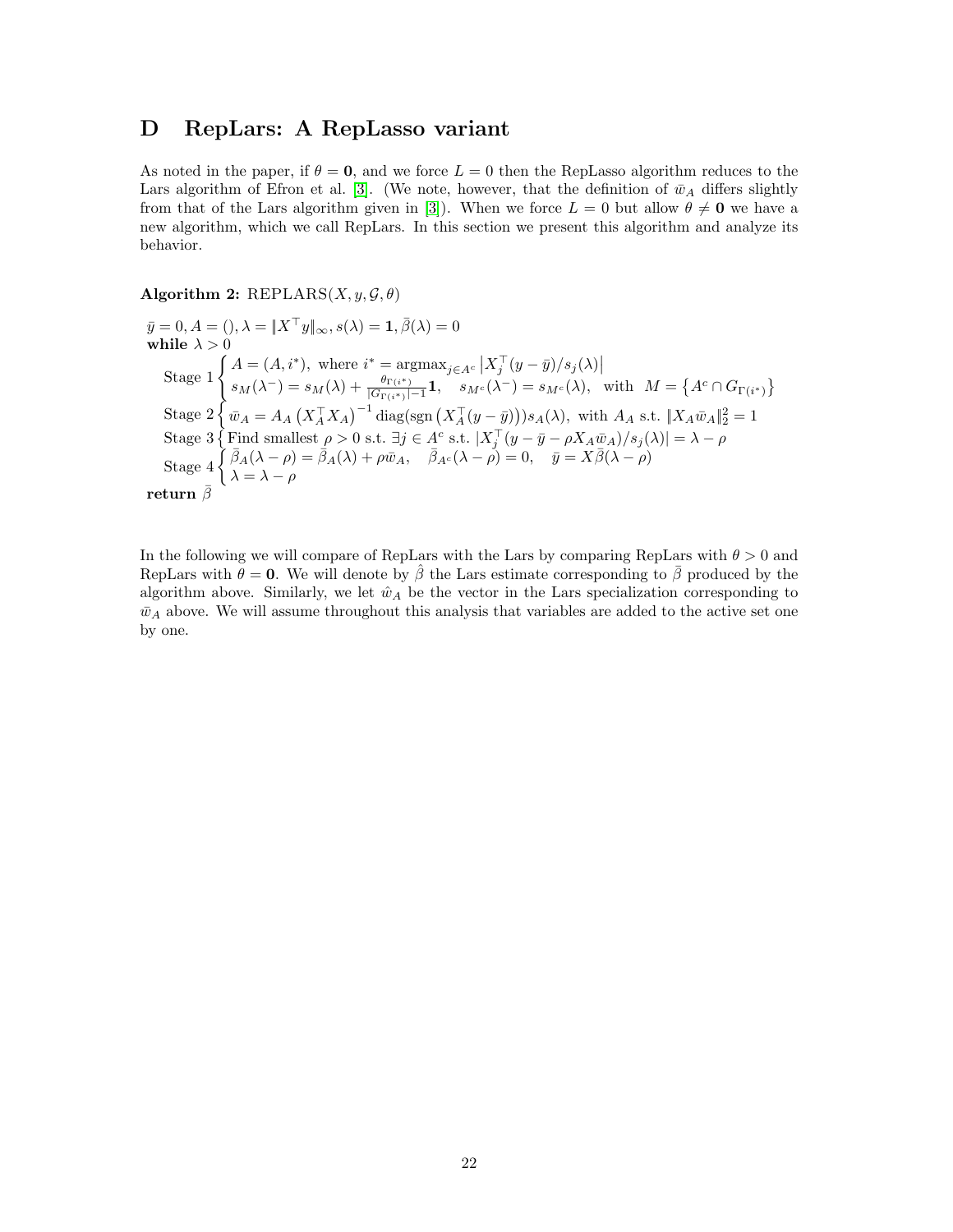# D RepLars: A RepLasso variant

As noted in the paper, if $\theta = \mathbf{0}$, and we force $L = 0$ then the RepLasso algorithm reduces to the Lars algorithm of Efron et al. [3]. (We note, however, that the definition of $\bar{w}_A$ differs slightly from that of the Lars algorithm given in [3]). When we force $L = 0$ but allow $\theta \neq \mathbf{0}$ we have a new algorithm, which we call RepLars. In this section we present this algorithm and analyze its behavior.

**Algorithm 2:** REPLARS$(X, y, \mathcal{G}, \theta)$

$\bar{y} = 0, A = (), \lambda = \|X^\top y\|_\infty, s(\lambda) = \mathbf{1}, \bar{\beta}(\lambda) = 0$

**while** $\lambda > 0$

Stage 1 $\begin{cases} A = (A, i^*), \text{ where } i^* = \text{argmax}_{j \in A^c} \left| X_j^\top (y - \bar{y})/s_j(\lambda) \right| \\ s_M(\lambda^-) = s_M(\lambda) + \frac{\theta_{\Gamma(i^*)}}{|G_{\Gamma(i^*)}| - 1}\mathbf{1}, \quad s_{M^c}(\lambda^-) = s_{M^c}(\lambda), \quad \text{with } \; M = \left\{ A^c \cap G_{\Gamma(i^*)} \right\} \end{cases}$

Stage 2 $\left\{ \bar{w}_A = A_A \left( X_A^\top X_A \right)^{-1} \text{diag}(\text{sgn}\left( X_A^\top (y - \bar{y}) \right)) s_A(\lambda), \text{ with } A_A \text{ s.t. } \|X_A \bar{w}_A\|_2^2 = 1 \right.$

Stage 3 $\left\{ \text{Find smallest } \rho > 0 \text{ s.t. } \exists j \in A^c \text{ s.t. } |X_j^\top (y - \bar{y} - \rho X_A \bar{w}_A)/s_j(\lambda)| = \lambda - \rho \right.$

Stage 4 $\begin{cases} \bar{\beta}_A(\lambda - \rho) = \bar{\beta}_A(\lambda) + \rho \bar{w}_A, \quad \bar{\beta}_{A^c}(\lambda - \rho) = 0, \quad \bar{y} = X\bar{\beta}(\lambda - \rho) \\ \lambda = \lambda - \rho \end{cases}$

**return** $\bar{\beta}$

In the following we will compare of RepLars with the Lars by comparing RepLars with $\theta > 0$ and RepLars with $\theta = \mathbf{0}$. We will denote by $\hat{\beta}$ the Lars estimate corresponding to $\bar{\beta}$ produced by the algorithm above. Similarly, we let $\hat{w}_A$ be the vector in the Lars specialization corresponding to $\bar{w}_A$ above. We will assume throughout this analysis that variables are added to the active set one by one.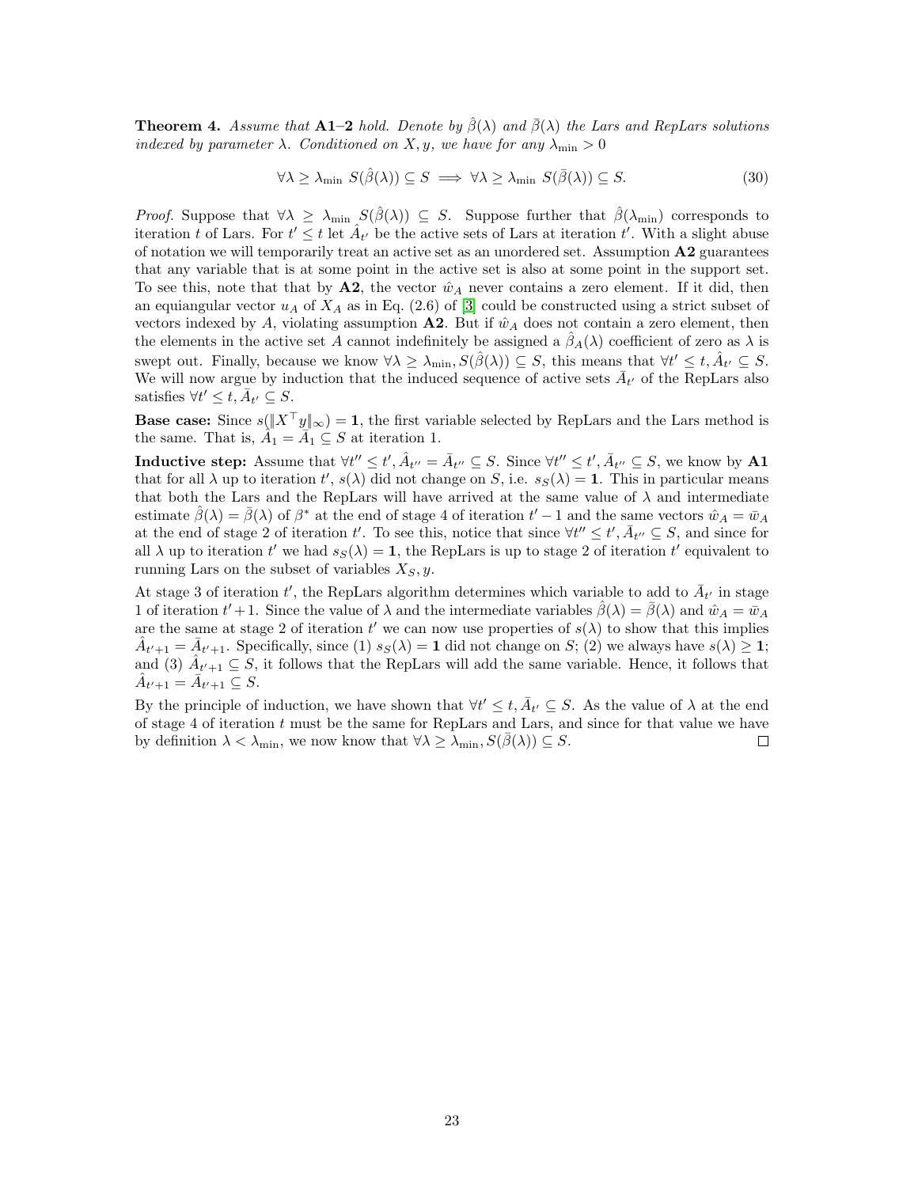**Theorem 4.** *Assume that* **A1–2** *hold. Denote by $\hat{\beta}(\lambda)$ and $\bar{\beta}(\lambda)$ the Lars and RepLars solutions indexed by parameter $\lambda$. Conditioned on $X, y$, we have for any $\lambda_{\min} > 0$*

$$\forall \lambda \geq \lambda_{\min}\ S(\hat{\beta}(\lambda)) \subseteq S \implies \forall \lambda \geq \lambda_{\min}\ S(\bar{\beta}(\lambda)) \subseteq S. \tag{30}$$

*Proof.* Suppose that $\forall \lambda \geq \lambda_{\min}\ S(\hat{\beta}(\lambda)) \subseteq S$. Suppose further that $\hat{\beta}(\lambda_{\min})$ corresponds to iteration $t$ of Lars. For $t' \leq t$ let $\hat{A}_{t'}$ be the active sets of Lars at iteration $t'$. With a slight abuse of notation we will temporarily treat an active set as an unordered set. Assumption **A2** guarantees that any variable that is at some point in the active set is also at some point in the support set. To see this, note that that by **A2**, the vector $\hat{w}_A$ never contains a zero element. If it did, then an equiangular vector $u_A$ of $X_A$ as in Eq. (2.6) of [3] could be constructed using a strict subset of vectors indexed by $A$, violating assumption **A2**. But if $\hat{w}_A$ does not contain a zero element, then the elements in the active set $A$ cannot indefinitely be assigned a $\hat{\beta}_A(\lambda)$ coefficient of zero as $\lambda$ is swept out. Finally, because we know $\forall \lambda \geq \lambda_{\min}, S(\hat{\beta}(\lambda)) \subseteq S$, this means that $\forall t' \leq t, \hat{A}_{t'} \subseteq S$. We will now argue by induction that the induced sequence of active sets $\bar{A}_{t'}$ of the RepLars also satisfies $\forall t' \leq t, \bar{A}_{t'} \subseteq S$.

**Base case:** Since $s(\|X^\top y\|_\infty) = \mathbf{1}$, the first variable selected by RepLars and the Lars method is the same. That is, $\hat{A}_1 = \bar{A}_1 \subseteq S$ at iteration 1.

**Inductive step:** Assume that $\forall t'' \leq t', \hat{A}_{t''} = \bar{A}_{t''} \subseteq S$. Since $\forall t'' \leq t', \bar{A}_{t''} \subseteq S$, we know by **A1** that for all $\lambda$ up to iteration $t'$, $s(\lambda)$ did not change on $S$, i.e. $s_S(\lambda) = \mathbf{1}$. This in particular means that both the Lars and the RepLars will have arrived at the same value of $\lambda$ and intermediate estimate $\hat{\beta}(\lambda) = \bar{\beta}(\lambda)$ of $\beta^*$ at the end of stage 4 of iteration $t' - 1$ and the same vectors $\hat{w}_A = \bar{w}_A$ at the end of stage 2 of iteration $t'$. To see this, notice that since $\forall t'' \leq t', \bar{A}_{t''} \subseteq S$, and since for all $\lambda$ up to iteration $t'$ we had $s_S(\lambda) = \mathbf{1}$, the RepLars is up to stage 2 of iteration $t'$ equivalent to running Lars on the subset of variables $X_S, y$.

At stage 3 of iteration $t'$, the RepLars algorithm determines which variable to add to $\bar{A}_{t'}$ in stage 1 of iteration $t'+1$. Since the value of $\lambda$ and the intermediate variables $\hat{\beta}(\lambda) = \bar{\beta}(\lambda)$ and $\hat{w}_A = \bar{w}_A$ are the same at stage 2 of iteration $t'$ we can now use properties of $s(\lambda)$ to show that this implies $\hat{A}_{t'+1} = \bar{A}_{t'+1}$. Specifically, since (1) $s_S(\lambda) = \mathbf{1}$ did not change on $S$; (2) we always have $s(\lambda) \geq \mathbf{1}$; and (3) $\hat{A}_{t'+1} \subseteq S$, it follows that the RepLars will add the same variable. Hence, it follows that $\hat{A}_{t'+1} = \bar{A}_{t'+1} \subseteq S$.

By the principle of induction, we have shown that $\forall t' \leq t, \bar{A}_{t'} \subseteq S$. As the value of $\lambda$ at the end of stage 4 of iteration $t$ must be the same for RepLars and Lars, and since for that value we have by definition $\lambda < \lambda_{\min}$, we now know that $\forall \lambda \geq \lambda_{\min}, S(\bar{\beta}(\lambda)) \subseteq S$. $\square$